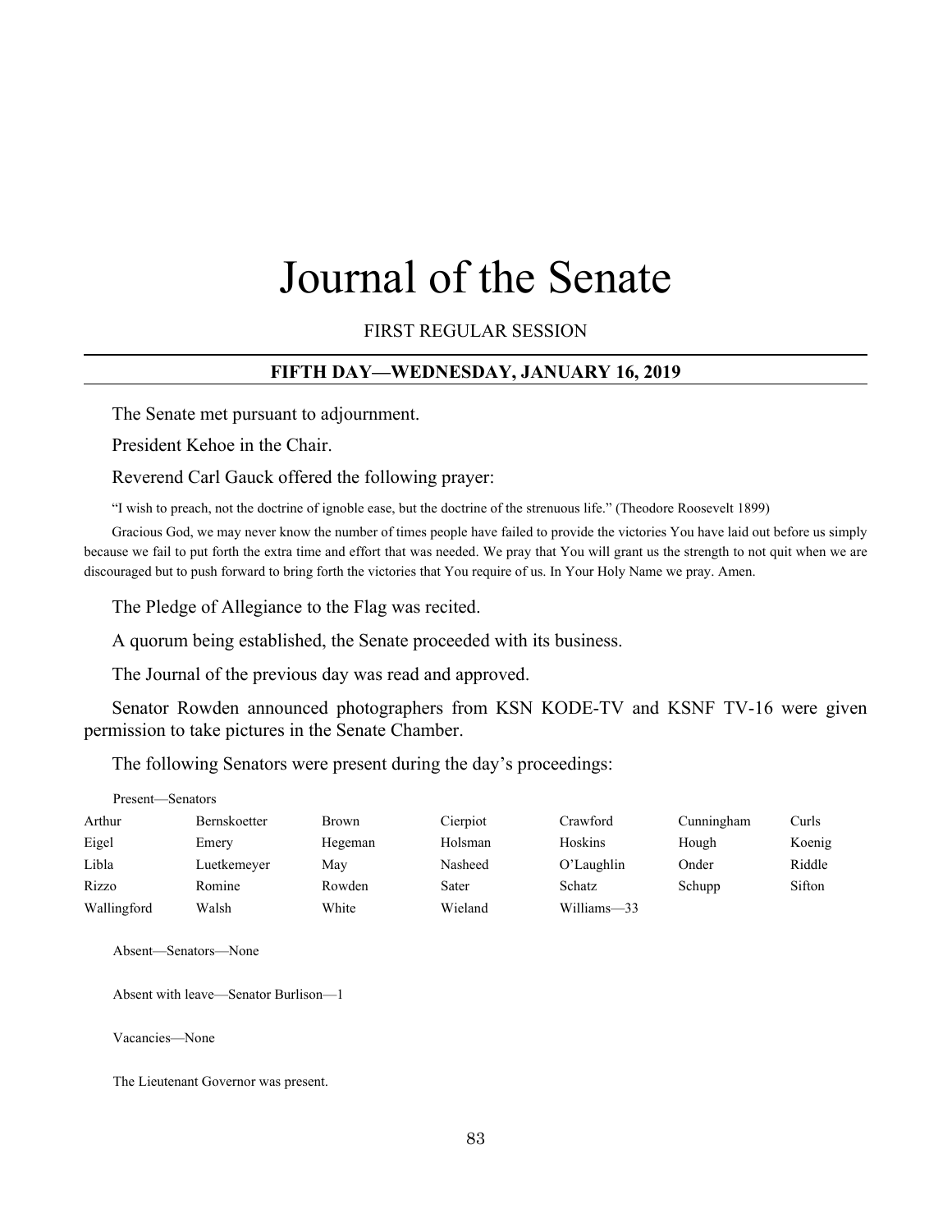# Journal of the Senate

FIRST REGULAR SESSION

## FIFTH DAY—WEDNESDAY, JANUARY 16, 2019

The Senate met pursuant to adjournment.

President Kehoe in the Chair.

Reverend Carl Gauck offered the following prayer:

"I wish to preach, not the doctrine of ignoble ease, but the doctrine of the strenuous life." (Theodore Roosevelt 1899)

Gracious God, we may never know the number of times people have failed to provide the victories You have laid out before us simply because we fail to put forth the extra time and effort that was needed. We pray that You will grant us the strength to not quit when we are discouraged but to push forward to bring forth the victories that You require of us. In Your Holy Name we pray. Amen.

The Pledge of Allegiance to the Flag was recited.

A quorum being established, the Senate proceeded with its business.

The Journal of the previous day was read and approved.

Senator Rowden announced photographers from KSN KODE-TV and KSNF TV-16 were given permission to take pictures in the Senate Chamber.

The following Senators were present during the day's proceedings:

Present—Senators

| | | | | | | |
|---|---|---|---|---|---|---|
| Arthur | Bernskoetter | Brown | Cierpiot | Crawford | Cunningham | Curls |
| Eigel | Emery | Hegeman | Holsman | Hoskins | Hough | Koenig |
| Libla | Luetkemeyer | May | Nasheed | O'Laughlin | Onder | Riddle |
| Rizzo | Romine | Rowden | Sater | Schatz | Schupp | Sifton |
| Wallingford | Walsh | White | Wieland | Williams—33 | | |

Absent—Senators—None

Absent with leave—Senator Burlison—1

Vacancies—None

The Lieutenant Governor was present.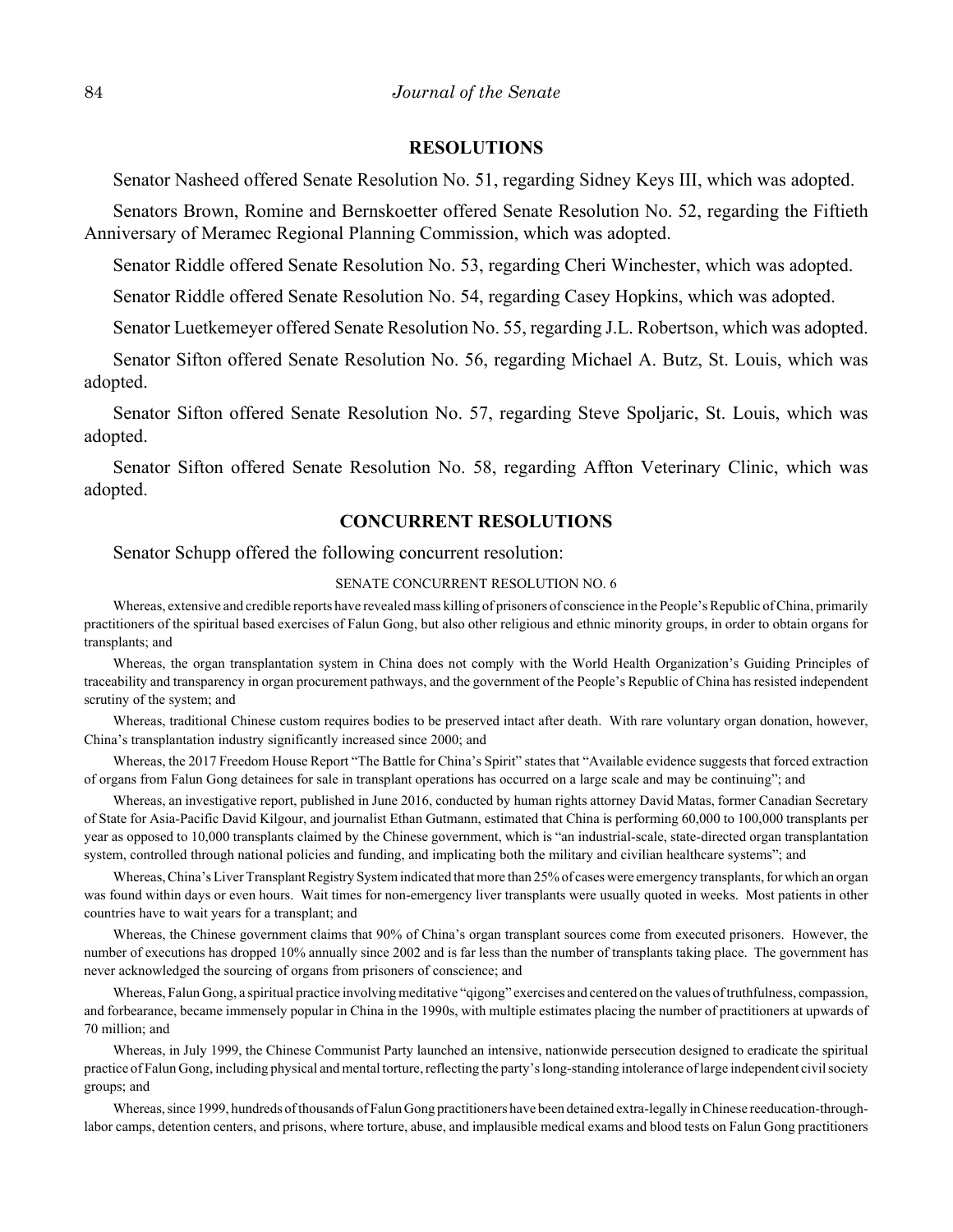## RESOLUTIONS

Senator Nasheed offered Senate Resolution No. 51, regarding Sidney Keys III, which was adopted.

Senators Brown, Romine and Bernskoetter offered Senate Resolution No. 52, regarding the Fiftieth Anniversary of Meramec Regional Planning Commission, which was adopted.

Senator Riddle offered Senate Resolution No. 53, regarding Cheri Winchester, which was adopted.

Senator Riddle offered Senate Resolution No. 54, regarding Casey Hopkins, which was adopted.

Senator Luetkemeyer offered Senate Resolution No. 55, regarding J.L. Robertson, which was adopted.

Senator Sifton offered Senate Resolution No. 56, regarding Michael A. Butz, St. Louis, which was adopted.

Senator Sifton offered Senate Resolution No. 57, regarding Steve Spoljaric, St. Louis, which was adopted.

Senator Sifton offered Senate Resolution No. 58, regarding Affton Veterinary Clinic, which was adopted.

## CONCURRENT RESOLUTIONS

Senator Schupp offered the following concurrent resolution:

SENATE CONCURRENT RESOLUTION NO. 6

Whereas, extensive and credible reports have revealed mass killing of prisoners of conscience in the People's Republic of China, primarily practitioners of the spiritual based exercises of Falun Gong, but also other religious and ethnic minority groups, in order to obtain organs for transplants; and

Whereas, the organ transplantation system in China does not comply with the World Health Organization's Guiding Principles of traceability and transparency in organ procurement pathways, and the government of the People's Republic of China has resisted independent scrutiny of the system; and

Whereas, traditional Chinese custom requires bodies to be preserved intact after death. With rare voluntary organ donation, however, China's transplantation industry significantly increased since 2000; and

Whereas, the 2017 Freedom House Report "The Battle for China's Spirit" states that "Available evidence suggests that forced extraction of organs from Falun Gong detainees for sale in transplant operations has occurred on a large scale and may be continuing"; and

Whereas, an investigative report, published in June 2016, conducted by human rights attorney David Matas, former Canadian Secretary of State for Asia-Pacific David Kilgour, and journalist Ethan Gutmann, estimated that China is performing 60,000 to 100,000 transplants per year as opposed to 10,000 transplants claimed by the Chinese government, which is "an industrial-scale, state-directed organ transplantation system, controlled through national policies and funding, and implicating both the military and civilian healthcare systems"; and

Whereas, China's Liver Transplant Registry System indicated that more than 25% of cases were emergency transplants, for which an organ was found within days or even hours. Wait times for non-emergency liver transplants were usually quoted in weeks. Most patients in other countries have to wait years for a transplant; and

Whereas, the Chinese government claims that 90% of China's organ transplant sources come from executed prisoners. However, the number of executions has dropped 10% annually since 2002 and is far less than the number of transplants taking place. The government has never acknowledged the sourcing of organs from prisoners of conscience; and

Whereas, Falun Gong, a spiritual practice involving meditative "qigong" exercises and centered on the values of truthfulness, compassion, and forbearance, became immensely popular in China in the 1990s, with multiple estimates placing the number of practitioners at upwards of 70 million; and

Whereas, in July 1999, the Chinese Communist Party launched an intensive, nationwide persecution designed to eradicate the spiritual practice of Falun Gong, including physical and mental torture, reflecting the party's long-standing intolerance of large independent civil society groups; and

Whereas, since 1999, hundreds of thousands of Falun Gong practitioners have been detained extra-legally in Chinese reeducation-through-labor camps, detention centers, and prisons, where torture, abuse, and implausible medical exams and blood tests on Falun Gong practitioners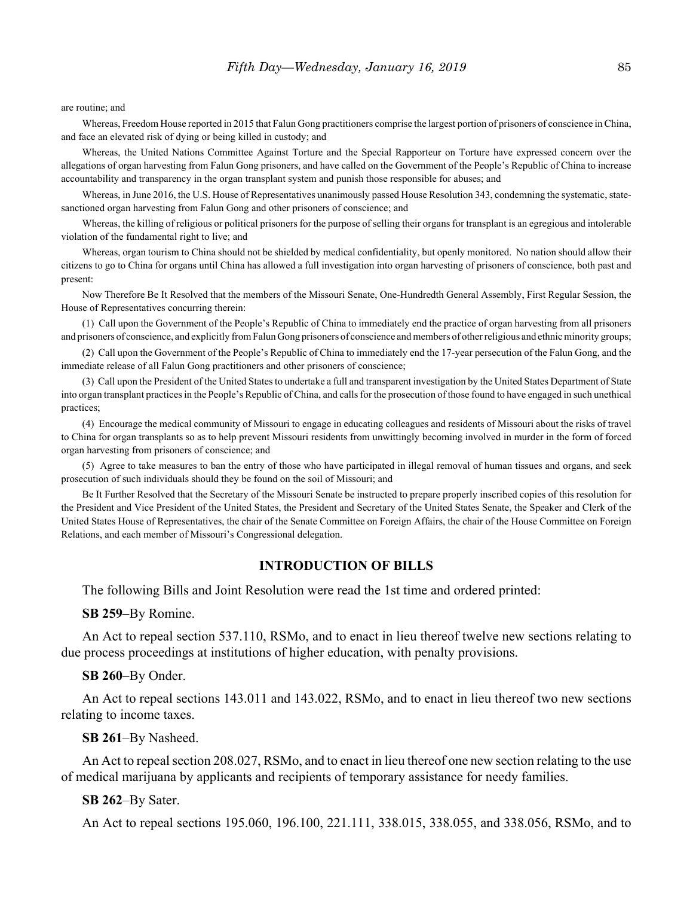are routine; and

Whereas, Freedom House reported in 2015 that Falun Gong practitioners comprise the largest portion of prisoners of conscience in China, and face an elevated risk of dying or being killed in custody; and

Whereas, the United Nations Committee Against Torture and the Special Rapporteur on Torture have expressed concern over the allegations of organ harvesting from Falun Gong prisoners, and have called on the Government of the People's Republic of China to increase accountability and transparency in the organ transplant system and punish those responsible for abuses; and

Whereas, in June 2016, the U.S. House of Representatives unanimously passed House Resolution 343, condemning the systematic, state-sanctioned organ harvesting from Falun Gong and other prisoners of conscience; and

Whereas, the killing of religious or political prisoners for the purpose of selling their organs for transplant is an egregious and intolerable violation of the fundamental right to live; and

Whereas, organ tourism to China should not be shielded by medical confidentiality, but openly monitored. No nation should allow their citizens to go to China for organs until China has allowed a full investigation into organ harvesting of prisoners of conscience, both past and present:

Now Therefore Be It Resolved that the members of the Missouri Senate, One-Hundredth General Assembly, First Regular Session, the House of Representatives concurring therein:

(1) Call upon the Government of the People's Republic of China to immediately end the practice of organ harvesting from all prisoners and prisoners of conscience, and explicitly from Falun Gong prisoners of conscience and members of other religious and ethnic minority groups;

(2) Call upon the Government of the People's Republic of China to immediately end the 17-year persecution of the Falun Gong, and the immediate release of all Falun Gong practitioners and other prisoners of conscience;

(3) Call upon the President of the United States to undertake a full and transparent investigation by the United States Department of State into organ transplant practices in the People's Republic of China, and calls for the prosecution of those found to have engaged in such unethical practices;

(4) Encourage the medical community of Missouri to engage in educating colleagues and residents of Missouri about the risks of travel to China for organ transplants so as to help prevent Missouri residents from unwittingly becoming involved in murder in the form of forced organ harvesting from prisoners of conscience; and

(5) Agree to take measures to ban the entry of those who have participated in illegal removal of human tissues and organs, and seek prosecution of such individuals should they be found on the soil of Missouri; and

Be It Further Resolved that the Secretary of the Missouri Senate be instructed to prepare properly inscribed copies of this resolution for the President and Vice President of the United States, the President and Secretary of the United States Senate, the Speaker and Clerk of the United States House of Representatives, the chair of the Senate Committee on Foreign Affairs, the chair of the House Committee on Foreign Relations, and each member of Missouri's Congressional delegation.

## INTRODUCTION OF BILLS

The following Bills and Joint Resolution were read the 1st time and ordered printed:

**SB 259**–By Romine.

An Act to repeal section 537.110, RSMo, and to enact in lieu thereof twelve new sections relating to due process proceedings at institutions of higher education, with penalty provisions.

**SB 260**–By Onder.

An Act to repeal sections 143.011 and 143.022, RSMo, and to enact in lieu thereof two new sections relating to income taxes.

**SB 261**–By Nasheed.

An Act to repeal section 208.027, RSMo, and to enact in lieu thereof one new section relating to the use of medical marijuana by applicants and recipients of temporary assistance for needy families.

**SB 262**–By Sater.

An Act to repeal sections 195.060, 196.100, 221.111, 338.015, 338.055, and 338.056, RSMo, and to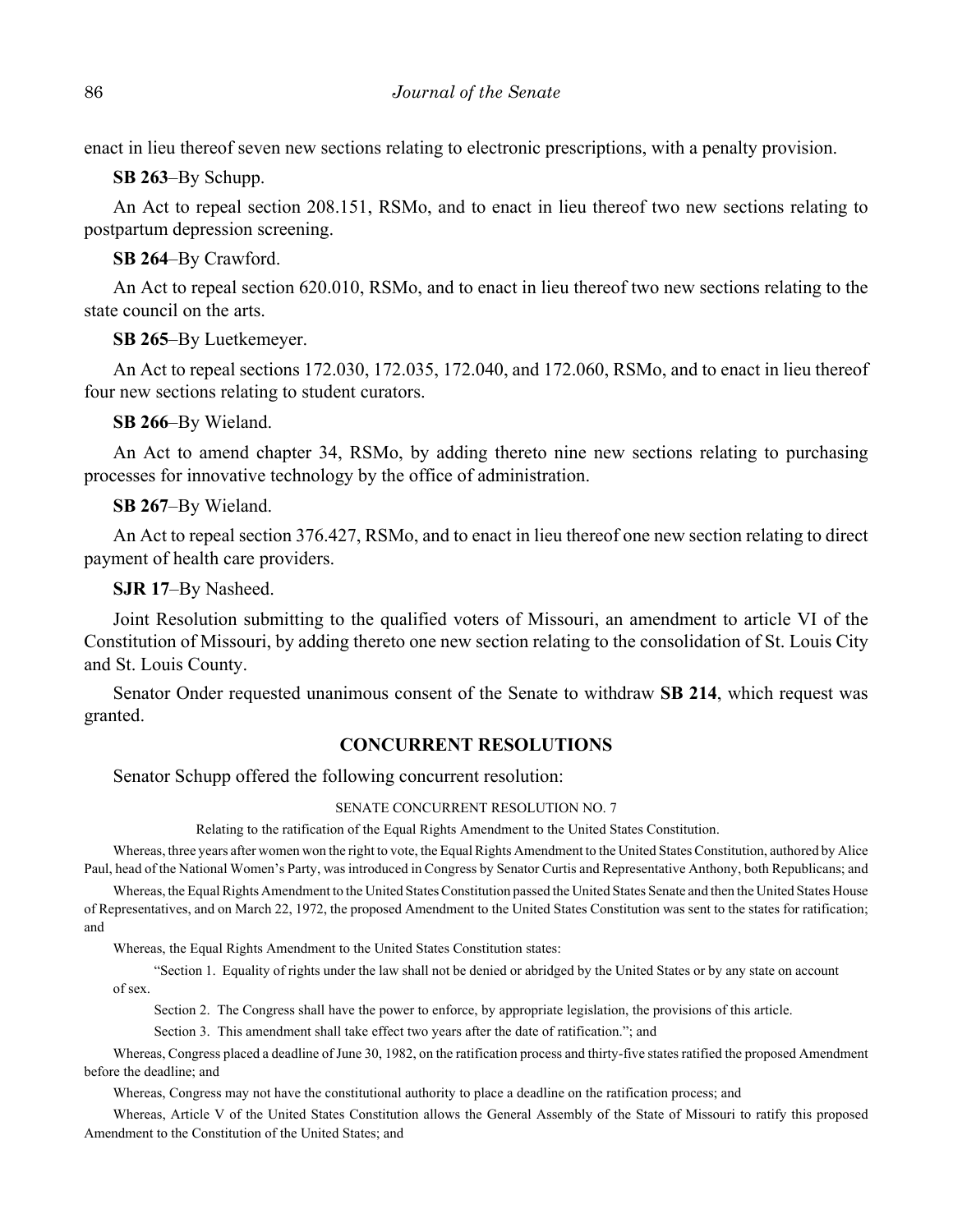enact in lieu thereof seven new sections relating to electronic prescriptions, with a penalty provision.

**SB 263**–By Schupp.

An Act to repeal section 208.151, RSMo, and to enact in lieu thereof two new sections relating to postpartum depression screening.

**SB 264**–By Crawford.

An Act to repeal section 620.010, RSMo, and to enact in lieu thereof two new sections relating to the state council on the arts.

**SB 265**–By Luetkemeyer.

An Act to repeal sections 172.030, 172.035, 172.040, and 172.060, RSMo, and to enact in lieu thereof four new sections relating to student curators.

**SB 266**–By Wieland.

An Act to amend chapter 34, RSMo, by adding thereto nine new sections relating to purchasing processes for innovative technology by the office of administration.

**SB 267**–By Wieland.

An Act to repeal section 376.427, RSMo, and to enact in lieu thereof one new section relating to direct payment of health care providers.

**SJR 17**–By Nasheed.

Joint Resolution submitting to the qualified voters of Missouri, an amendment to article VI of the Constitution of Missouri, by adding thereto one new section relating to the consolidation of St. Louis City and St. Louis County.

Senator Onder requested unanimous consent of the Senate to withdraw **SB 214**, which request was granted.

## CONCURRENT RESOLUTIONS

Senator Schupp offered the following concurrent resolution:

SENATE CONCURRENT RESOLUTION NO. 7

Relating to the ratification of the Equal Rights Amendment to the United States Constitution.

Whereas, three years after women won the right to vote, the Equal Rights Amendment to the United States Constitution, authored by Alice Paul, head of the National Women's Party, was introduced in Congress by Senator Curtis and Representative Anthony, both Republicans; and

Whereas, the Equal Rights Amendment to the United States Constitution passed the United States Senate and then the United States House of Representatives, and on March 22, 1972, the proposed Amendment to the United States Constitution was sent to the states for ratification; and

Whereas, the Equal Rights Amendment to the United States Constitution states:

"Section 1. Equality of rights under the law shall not be denied or abridged by the United States or by any state on account of sex.

Section 2. The Congress shall have the power to enforce, by appropriate legislation, the provisions of this article.

Section 3. This amendment shall take effect two years after the date of ratification."; and

Whereas, Congress placed a deadline of June 30, 1982, on the ratification process and thirty-five states ratified the proposed Amendment before the deadline; and

Whereas, Congress may not have the constitutional authority to place a deadline on the ratification process; and

Whereas, Article V of the United States Constitution allows the General Assembly of the State of Missouri to ratify this proposed Amendment to the Constitution of the United States; and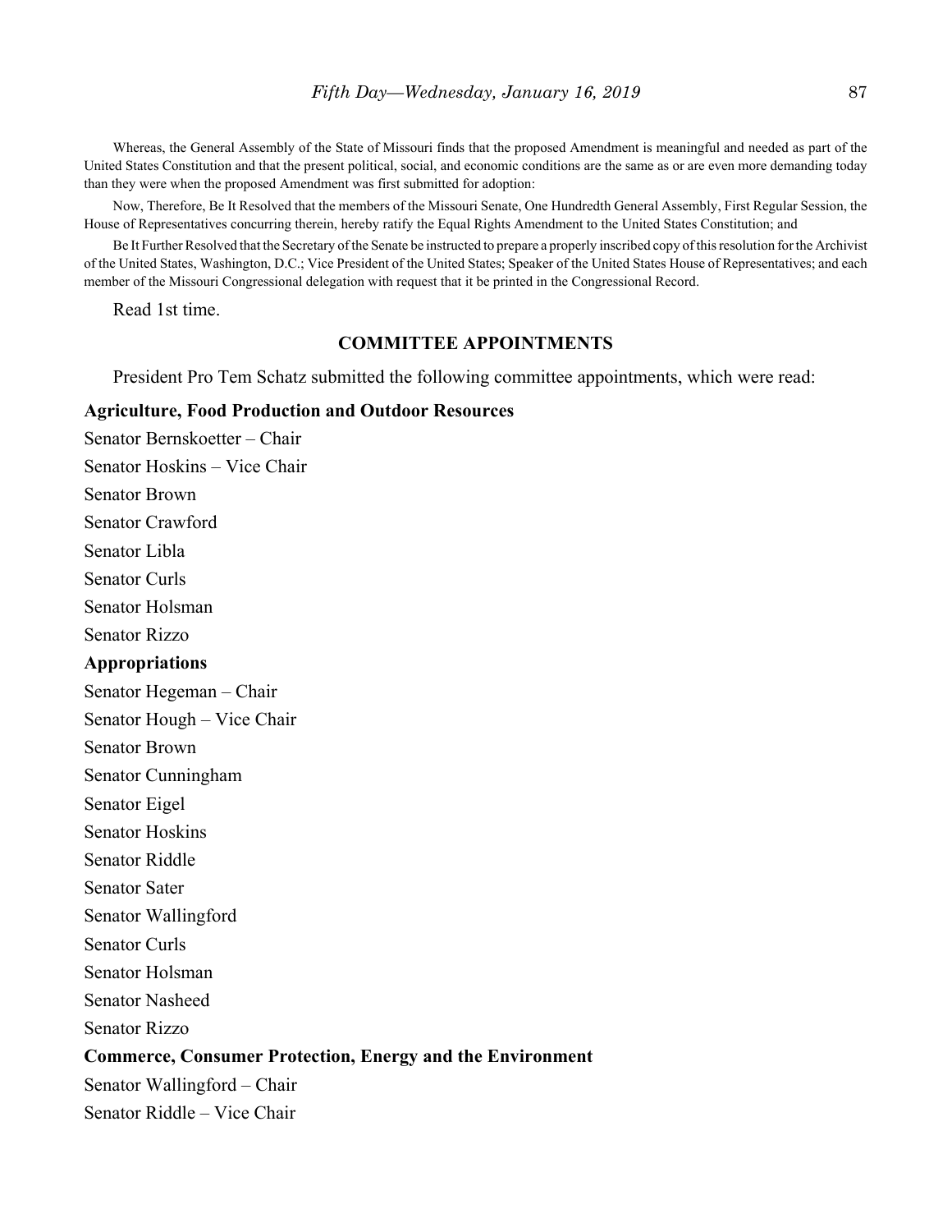Whereas, the General Assembly of the State of Missouri finds that the proposed Amendment is meaningful and needed as part of the United States Constitution and that the present political, social, and economic conditions are the same as or are even more demanding today than they were when the proposed Amendment was first submitted for adoption:

Now, Therefore, Be It Resolved that the members of the Missouri Senate, One Hundredth General Assembly, First Regular Session, the House of Representatives concurring therein, hereby ratify the Equal Rights Amendment to the United States Constitution; and

Be It Further Resolved that the Secretary of the Senate be instructed to prepare a properly inscribed copy of this resolution for the Archivist of the United States, Washington, D.C.; Vice President of the United States; Speaker of the United States House of Representatives; and each member of the Missouri Congressional delegation with request that it be printed in the Congressional Record.

Read 1st time.

## COMMITTEE APPOINTMENTS

President Pro Tem Schatz submitted the following committee appointments, which were read:

**Agriculture, Food Production and Outdoor Resources**

Senator Bernskoetter – Chair

Senator Hoskins – Vice Chair

Senator Brown

Senator Crawford

Senator Libla

Senator Curls

Senator Holsman

Senator Rizzo

**Appropriations**

Senator Hegeman – Chair

Senator Hough – Vice Chair

Senator Brown

Senator Cunningham

Senator Eigel

Senator Hoskins

Senator Riddle

Senator Sater

Senator Wallingford

Senator Curls

Senator Holsman

Senator Nasheed

Senator Rizzo

**Commerce, Consumer Protection, Energy and the Environment**

Senator Wallingford – Chair

Senator Riddle – Vice Chair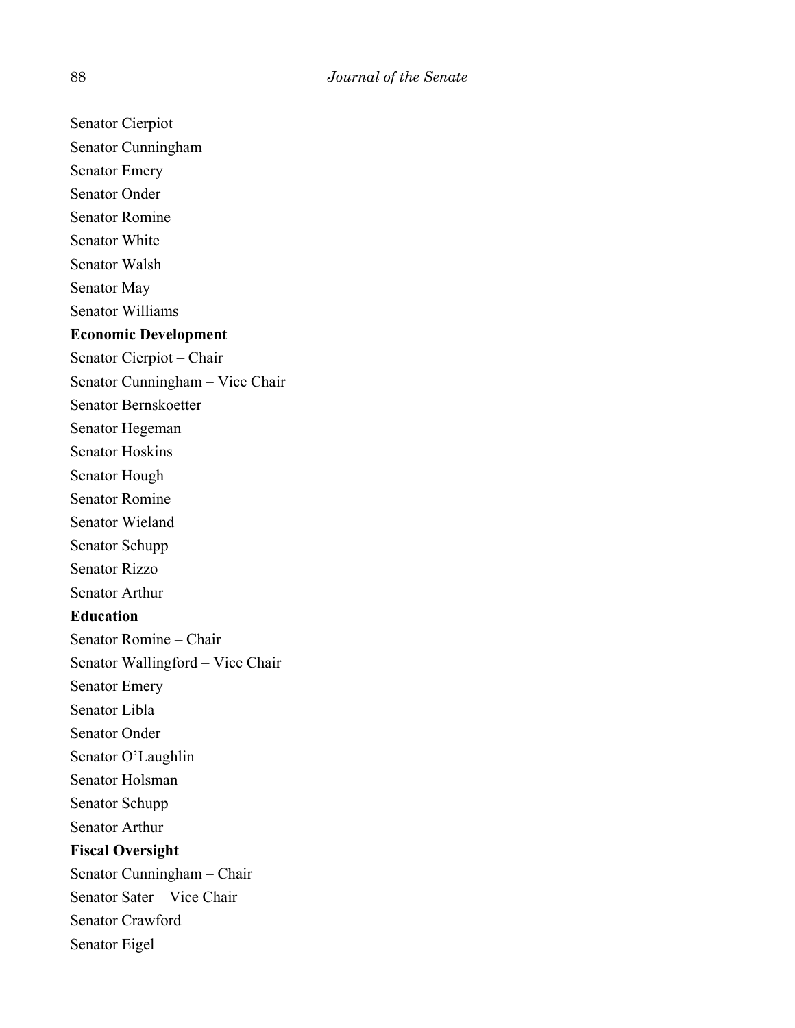Senator Cierpiot
Senator Cunningham
Senator Emery
Senator Onder
Senator Romine
Senator White
Senator Walsh
Senator May
Senator Williams

**Economic Development**

Senator Cierpiot – Chair
Senator Cunningham – Vice Chair
Senator Bernskoetter
Senator Hegeman
Senator Hoskins
Senator Hough
Senator Romine
Senator Wieland
Senator Schupp
Senator Rizzo
Senator Arthur

**Education**

Senator Romine – Chair
Senator Wallingford – Vice Chair
Senator Emery
Senator Libla
Senator Onder
Senator O'Laughlin
Senator Holsman
Senator Schupp
Senator Arthur

**Fiscal Oversight**

Senator Cunningham – Chair
Senator Sater – Vice Chair
Senator Crawford
Senator Eigel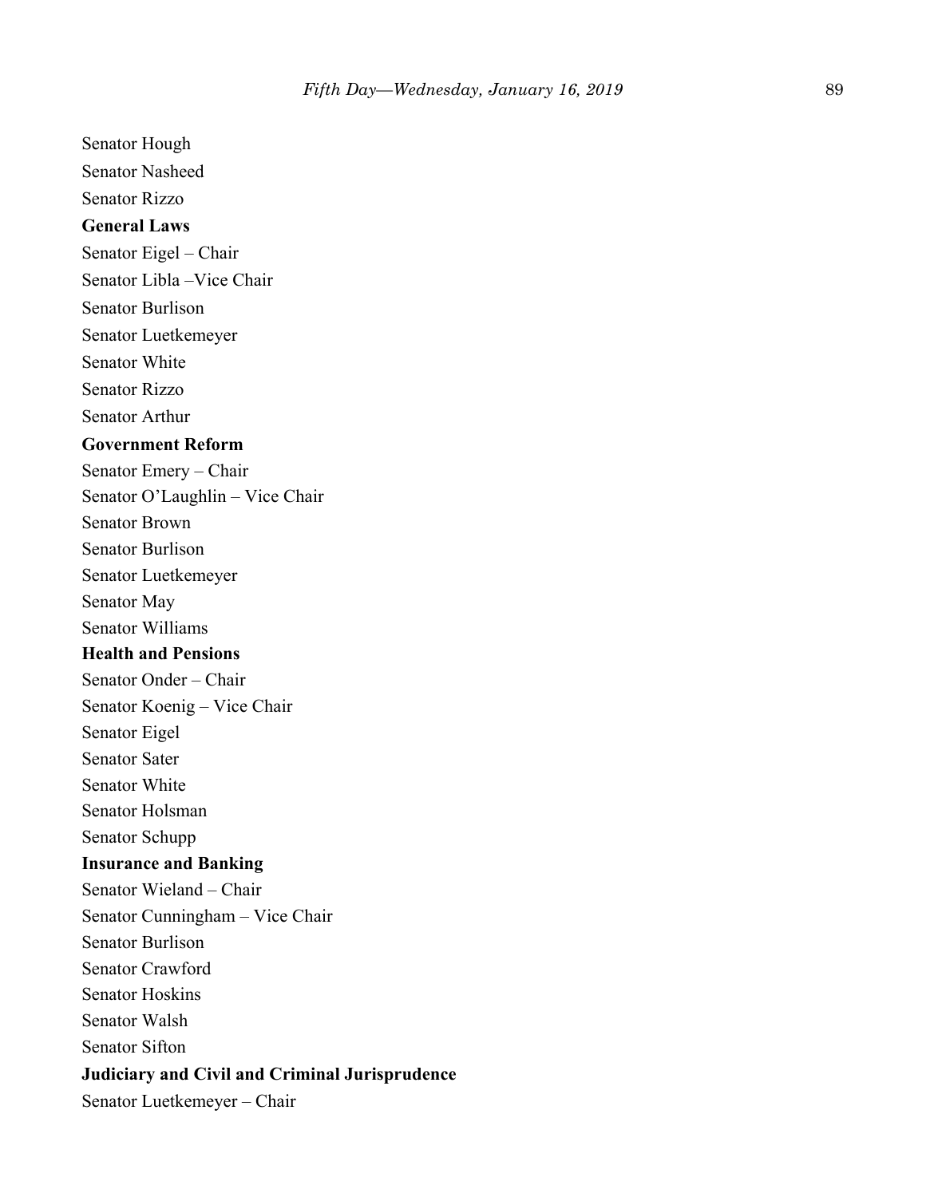Senator Hough

Senator Nasheed

Senator Rizzo

**General Laws**

Senator Eigel – Chair

Senator Libla –Vice Chair

Senator Burlison

Senator Luetkemeyer

Senator White

Senator Rizzo

Senator Arthur

**Government Reform**

Senator Emery – Chair

Senator O'Laughlin – Vice Chair

Senator Brown

Senator Burlison

Senator Luetkemeyer

Senator May

Senator Williams

**Health and Pensions**

Senator Onder – Chair

Senator Koenig – Vice Chair

Senator Eigel

Senator Sater

Senator White

Senator Holsman

Senator Schupp

**Insurance and Banking**

Senator Wieland – Chair

Senator Cunningham – Vice Chair

Senator Burlison

Senator Crawford

Senator Hoskins

Senator Walsh

Senator Sifton

**Judiciary and Civil and Criminal Jurisprudence**

Senator Luetkemeyer – Chair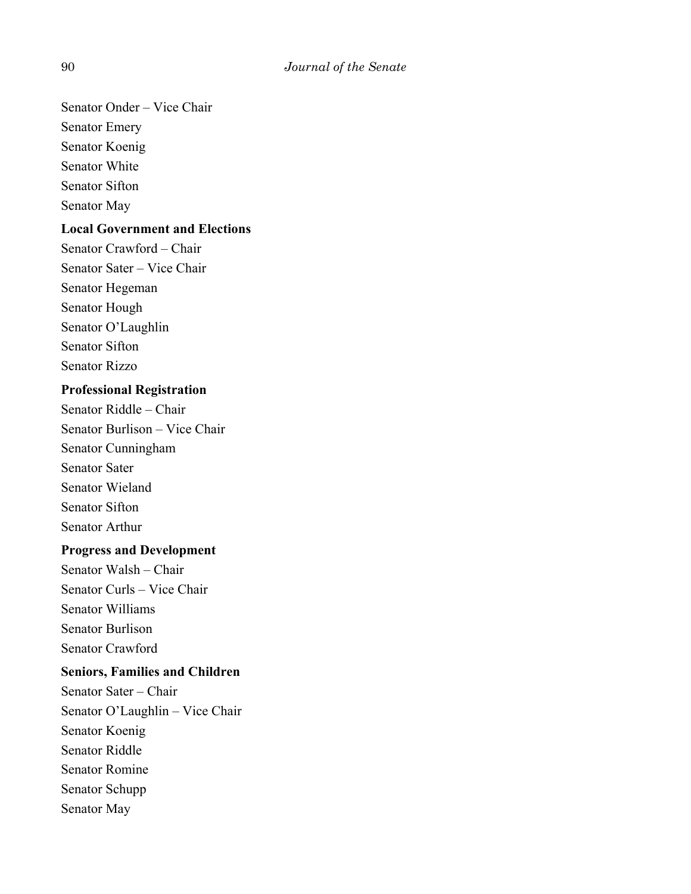Senator Onder – Vice Chair
Senator Emery
Senator Koenig
Senator White
Senator Sifton
Senator May

**Local Government and Elections**

Senator Crawford – Chair
Senator Sater – Vice Chair
Senator Hegeman
Senator Hough
Senator O'Laughlin
Senator Sifton
Senator Rizzo

**Professional Registration**

Senator Riddle – Chair
Senator Burlison – Vice Chair
Senator Cunningham
Senator Sater
Senator Wieland
Senator Sifton
Senator Arthur

**Progress and Development**

Senator Walsh – Chair
Senator Curls – Vice Chair
Senator Williams
Senator Burlison
Senator Crawford

**Seniors, Families and Children**

Senator Sater – Chair
Senator O'Laughlin – Vice Chair
Senator Koenig
Senator Riddle
Senator Romine
Senator Schupp
Senator May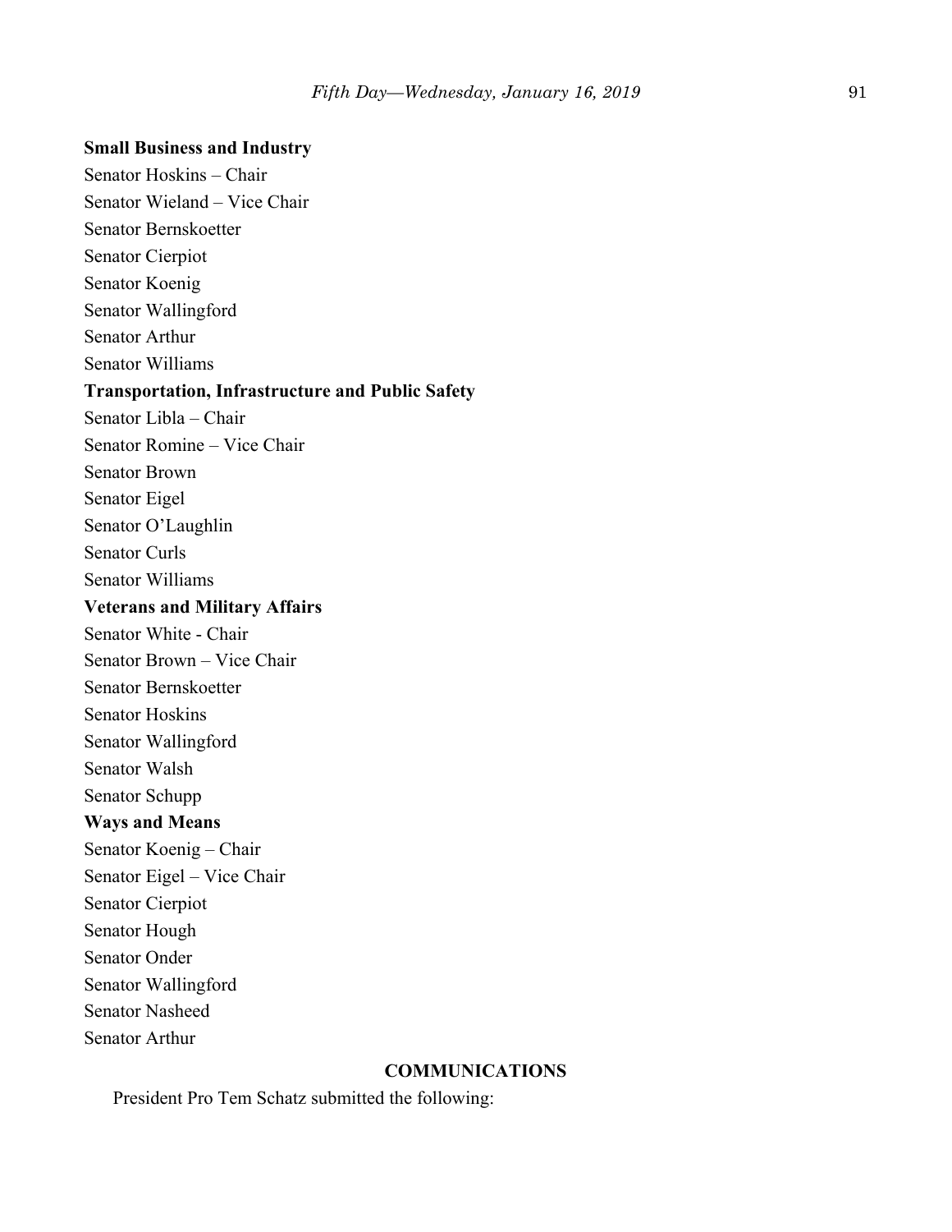**Small Business and Industry**

Senator Hoskins – Chair

Senator Wieland – Vice Chair

Senator Bernskoetter

Senator Cierpiot

Senator Koenig

Senator Wallingford

Senator Arthur

Senator Williams

**Transportation, Infrastructure and Public Safety**

Senator Libla – Chair

Senator Romine – Vice Chair

Senator Brown

Senator Eigel

Senator O'Laughlin

Senator Curls

Senator Williams

**Veterans and Military Affairs**

Senator White - Chair

Senator Brown – Vice Chair

Senator Bernskoetter

Senator Hoskins

Senator Wallingford

Senator Walsh

Senator Schupp

**Ways and Means**

Senator Koenig – Chair

Senator Eigel – Vice Chair

Senator Cierpiot

Senator Hough

Senator Onder

Senator Wallingford

Senator Nasheed

Senator Arthur

## COMMUNICATIONS

President Pro Tem Schatz submitted the following: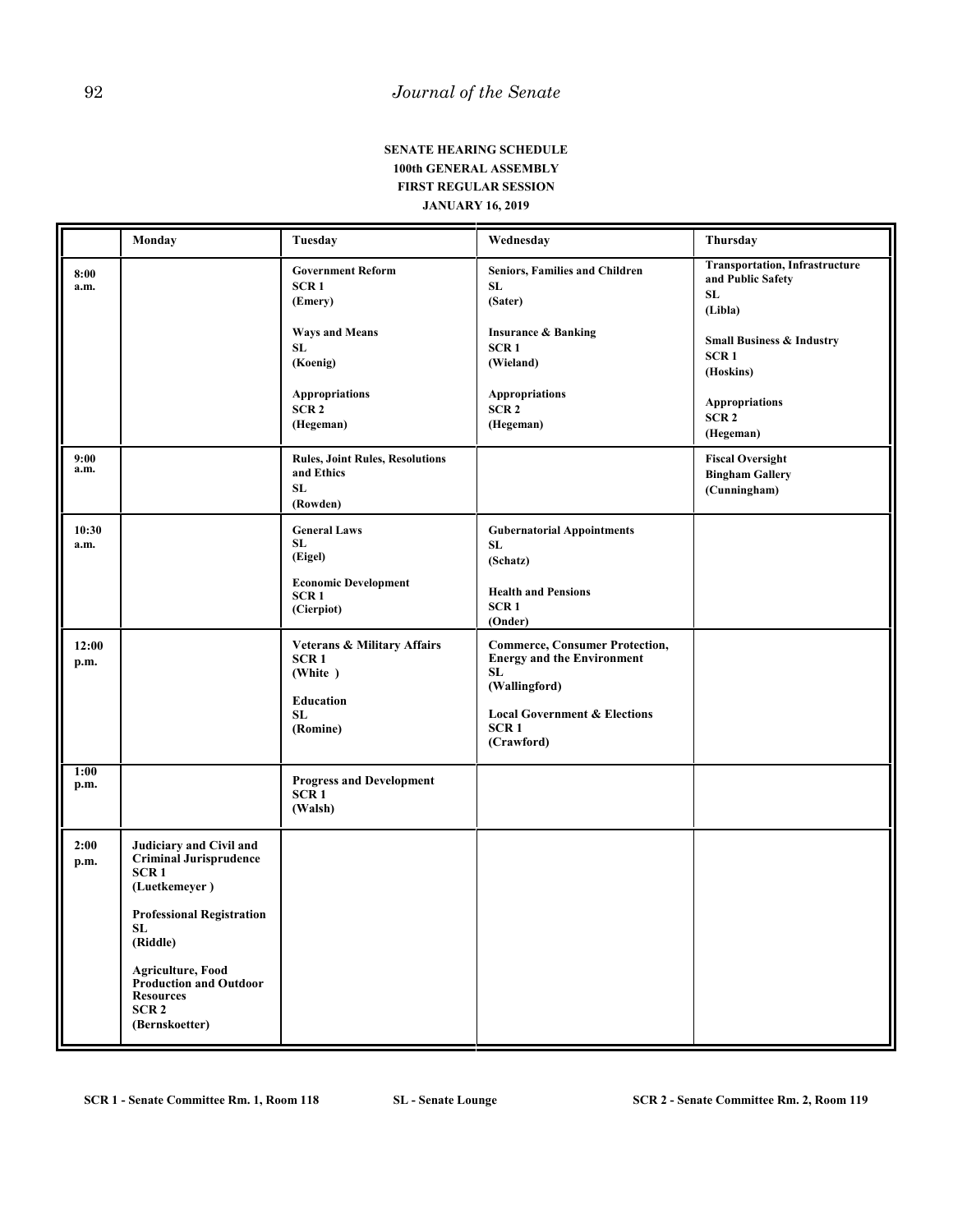**SENATE HEARING SCHEDULE**
**100th GENERAL ASSEMBLY**
**FIRST REGULAR SESSION**
**JANUARY 16, 2019**

| | Monday | Tuesday | Wednesday | Thursday |
|---|---|---|---|---|
| 8:00 a.m. | | Government Reform<br>SCR 1<br>(Emery)<br><br>Ways and Means<br>SL<br>(Koenig)<br><br>Appropriations<br>SCR 2<br>(Hegeman) | Seniors, Families and Children<br>SL<br>(Sater)<br><br>Insurance & Banking<br>SCR 1<br>(Wieland)<br><br>Appropriations<br>SCR 2<br>(Hegeman) | Transportation, Infrastructure and Public Safety<br>SL<br>(Libla)<br><br>Small Business & Industry<br>SCR 1<br>(Hoskins)<br><br>Appropriations<br>SCR 2<br>(Hegeman) |
| 9:00 a.m. | | Rules, Joint Rules, Resolutions and Ethics<br>SL<br>(Rowden) | | Fiscal Oversight<br>Bingham Gallery<br>(Cunningham) |
| 10:30 a.m. | | General Laws<br>SL<br>(Eigel)<br><br>Economic Development<br>SCR 1<br>(Cierpiot) | Gubernatorial Appointments<br>SL<br>(Schatz)<br><br>Health and Pensions<br>SCR 1<br>(Onder) | |
| 12:00 p.m. | | Veterans & Military Affairs<br>SCR 1<br>(White )<br><br>Education<br>SL<br>(Romine) | Commerce, Consumer Protection, Energy and the Environment<br>SL<br>(Wallingford)<br><br>Local Government & Elections<br>SCR 1<br>(Crawford) | |
| 1:00 p.m. | | Progress and Development<br>SCR 1<br>(Walsh) | | |
| 2:00 p.m. | Judiciary and Civil and Criminal Jurisprudence<br>SCR 1<br>(Luetkemeyer )<br><br>Professional Registration<br>SL<br>(Riddle)<br><br>Agriculture, Food Production and Outdoor Resources<br>SCR 2<br>(Bernskoetter) | | | |

SCR 1 - Senate Committee Rm. 1, Room 118 SL - Senate Lounge SCR 2 - Senate Committee Rm. 2, Room 119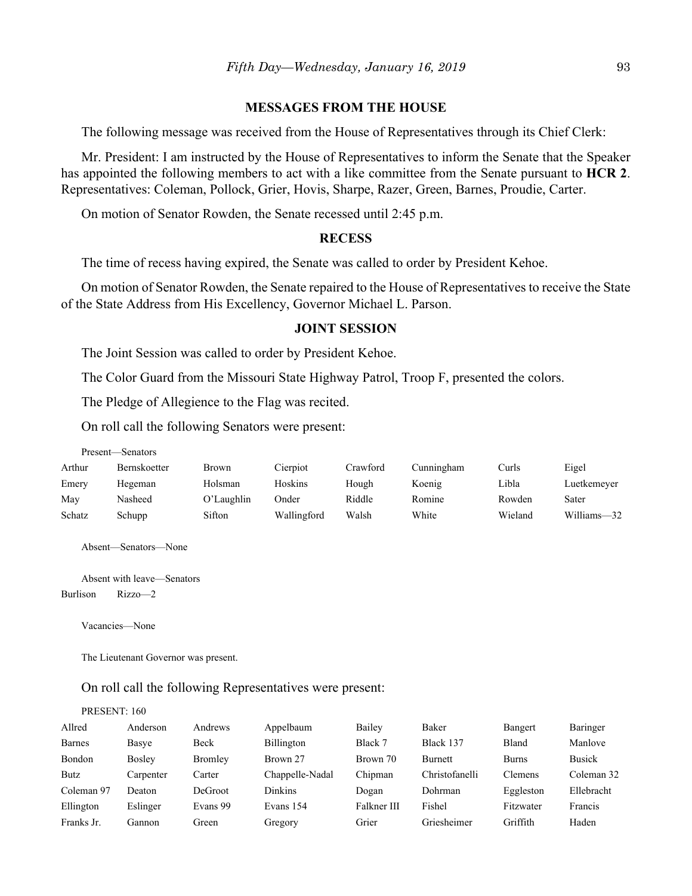## MESSAGES FROM THE HOUSE

The following message was received from the House of Representatives through its Chief Clerk:

Mr. President: I am instructed by the House of Representatives to inform the Senate that the Speaker has appointed the following members to act with a like committee from the Senate pursuant to **HCR 2**. Representatives: Coleman, Pollock, Grier, Hovis, Sharpe, Razer, Green, Barnes, Proudie, Carter.

On motion of Senator Rowden, the Senate recessed until 2:45 p.m.

## RECESS

The time of recess having expired, the Senate was called to order by President Kehoe.

On motion of Senator Rowden, the Senate repaired to the House of Representatives to receive the State of the State Address from His Excellency, Governor Michael L. Parson.

## JOINT SESSION

The Joint Session was called to order by President Kehoe.

The Color Guard from the Missouri State Highway Patrol, Troop F, presented the colors.

The Pledge of Allegience to the Flag was recited.

On roll call the following Senators were present:

Present—Senators

| | | | | | | | |
|---|---|---|---|---|---|---|---|
| Arthur | Bernskoetter | Brown | Cierpiot | Crawford | Cunningham | Curls | Eigel |
| Emery | Hegeman | Holsman | Hoskins | Hough | Koenig | Libla | Luetkemeyer |
| May | Nasheed | O'Laughlin | Onder | Riddle | Romine | Rowden | Sater |
| Schatz | Schupp | Sifton | Wallingford | Walsh | White | Wieland | Williams—32 |

Absent—Senators—None

Absent with leave—Senators

Burlison Rizzo—2

Vacancies—None

The Lieutenant Governor was present.

On roll call the following Representatives were present:

PRESENT: 160

| | | | | | | | |
|---|---|---|---|---|---|---|---|
| Allred | Anderson | Andrews | Appelbaum | Bailey | Baker | Bangert | Baringer |
| Barnes | Basye | Beck | Billington | Black 7 | Black 137 | Bland | Manlove |
| Bondon | Bosley | Bromley | Brown 27 | Brown 70 | Burnett | Burns | Busick |
| Butz | Carpenter | Carter | Chappelle-Nadal | Chipman | Christofanelli | Clemens | Coleman 32 |
| Coleman 97 | Deaton | DeGroot | Dinkins | Dogan | Dohrman | Eggleston | Ellebracht |
| Ellington | Eslinger | Evans 99 | Evans 154 | Falkner III | Fishel | Fitzwater | Francis |
| Franks Jr. | Gannon | Green | Gregory | Grier | Griesheimer | Griffith | Haden |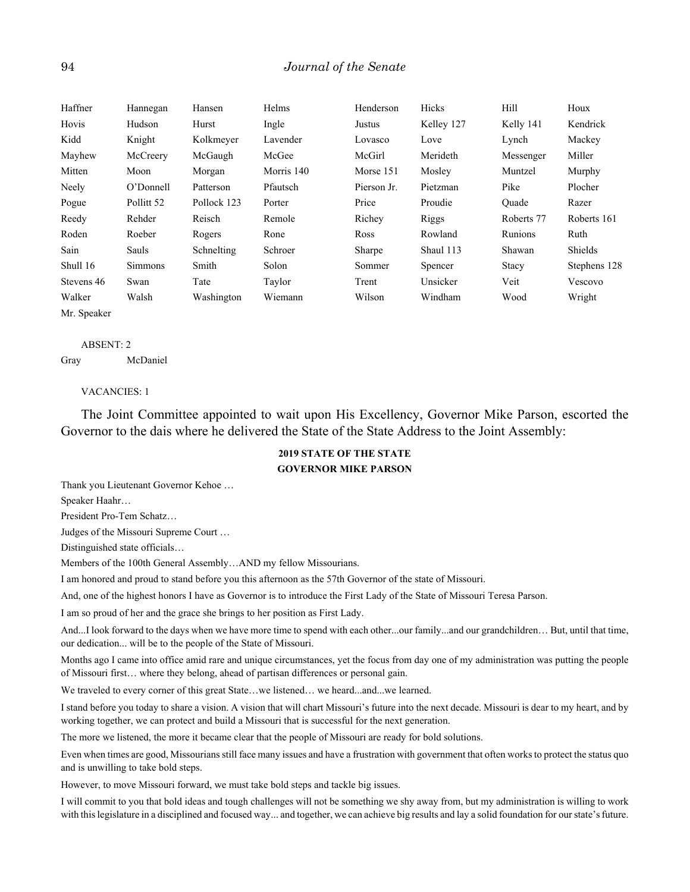| Haffner | Hannegan | Hansen | Helms | Henderson | Hicks | Hill | Houx |
|---|---|---|---|---|---|---|---|
| Hovis | Hudson | Hurst | Ingle | Justus | Kelley 127 | Kelly 141 | Kendrick |
| Kidd | Knight | Kolkmeyer | Lavender | Lovasco | Love | Lynch | Mackey |
| Mayhew | McCreery | McGaugh | McGee | McGirl | Merideth | Messenger | Miller |
| Mitten | Moon | Morgan | Morris 140 | Morse 151 | Mosley | Muntzel | Murphy |
| Neely | O'Donnell | Patterson | Pfautsch | Pierson Jr. | Pietzman | Pike | Plocher |
| Pogue | Pollitt 52 | Pollock 123 | Porter | Price | Proudie | Quade | Razer |
| Reedy | Rehder | Reisch | Remole | Richey | Riggs | Roberts 77 | Roberts 161 |
| Roden | Roeber | Rogers | Rone | Ross | Rowland | Runions | Ruth |
| Sain | Sauls | Schnelting | Schroer | Sharpe | Shaul 113 | Shawan | Shields |
| Shull 16 | Simmons | Smith | Solon | Sommer | Spencer | Stacy | Stephens 128 |
| Stevens 46 | Swan | Tate | Taylor | Trent | Unsicker | Veit | Vescovo |
| Walker | Walsh | Washington | Wiemann | Wilson | Windham | Wood | Wright |
| Mr. Speaker | | | | | | | |

ABSENT: 2

| Gray | McDaniel |
|---|---|

VACANCIES: 1

The Joint Committee appointed to wait upon His Excellency, Governor Mike Parson, escorted the Governor to the dais where he delivered the State of the State Address to the Joint Assembly:

**2019 STATE OF THE STATE**

**GOVERNOR MIKE PARSON**

Thank you Lieutenant Governor Kehoe …

Speaker Haahr…

President Pro-Tem Schatz…

Judges of the Missouri Supreme Court …

Distinguished state officials…

Members of the 100th General Assembly…AND my fellow Missourians.

I am honored and proud to stand before you this afternoon as the 57th Governor of the state of Missouri.

And, one of the highest honors I have as Governor is to introduce the First Lady of the State of Missouri Teresa Parson.

I am so proud of her and the grace she brings to her position as First Lady.

And...I look forward to the days when we have more time to spend with each other...our family...and our grandchildren… But, until that time, our dedication... will be to the people of the State of Missouri.

Months ago I came into office amid rare and unique circumstances, yet the focus from day one of my administration was putting the people of Missouri first… where they belong, ahead of partisan differences or personal gain.

We traveled to every corner of this great State…we listened… we heard...and...we learned.

I stand before you today to share a vision. A vision that will chart Missouri's future into the next decade. Missouri is dear to my heart, and by working together, we can protect and build a Missouri that is successful for the next generation.

The more we listened, the more it became clear that the people of Missouri are ready for bold solutions.

Even when times are good, Missourians still face many issues and have a frustration with government that often works to protect the status quo and is unwilling to take bold steps.

However, to move Missouri forward, we must take bold steps and tackle big issues.

I will commit to you that bold ideas and tough challenges will not be something we shy away from, but my administration is willing to work with this legislature in a disciplined and focused way... and together, we can achieve big results and lay a solid foundation for our state's future.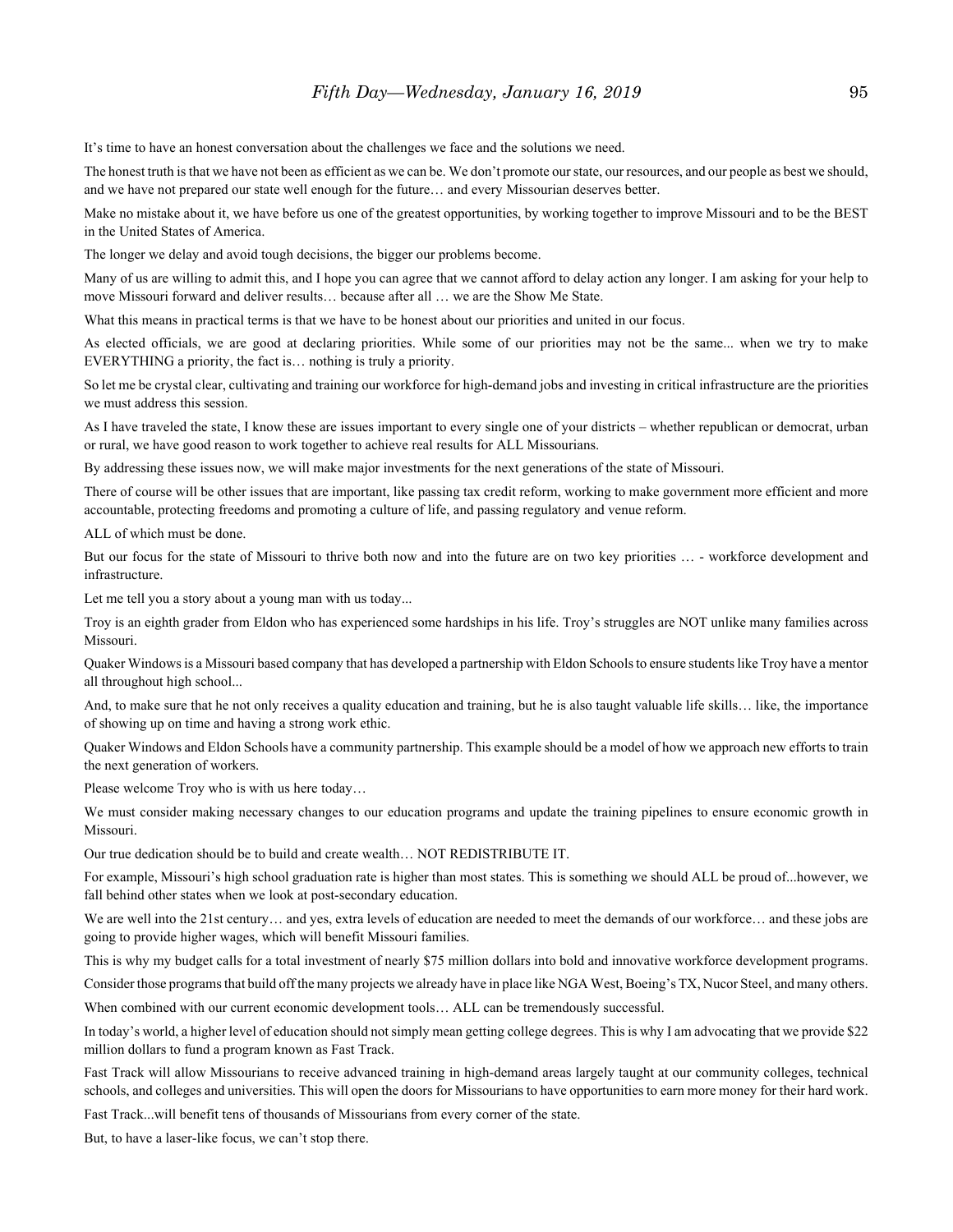It's time to have an honest conversation about the challenges we face and the solutions we need.

The honest truth is that we have not been as efficient as we can be. We don't promote our state, our resources, and our people as best we should, and we have not prepared our state well enough for the future… and every Missourian deserves better.

Make no mistake about it, we have before us one of the greatest opportunities, by working together to improve Missouri and to be the BEST in the United States of America.

The longer we delay and avoid tough decisions, the bigger our problems become.

Many of us are willing to admit this, and I hope you can agree that we cannot afford to delay action any longer. I am asking for your help to move Missouri forward and deliver results… because after all … we are the Show Me State.

What this means in practical terms is that we have to be honest about our priorities and united in our focus.

As elected officials, we are good at declaring priorities. While some of our priorities may not be the same... when we try to make EVERYTHING a priority, the fact is… nothing is truly a priority.

So let me be crystal clear, cultivating and training our workforce for high-demand jobs and investing in critical infrastructure are the priorities we must address this session.

As I have traveled the state, I know these are issues important to every single one of your districts – whether republican or democrat, urban or rural, we have good reason to work together to achieve real results for ALL Missourians.

By addressing these issues now, we will make major investments for the next generations of the state of Missouri.

There of course will be other issues that are important, like passing tax credit reform, working to make government more efficient and more accountable, protecting freedoms and promoting a culture of life, and passing regulatory and venue reform.

ALL of which must be done.

But our focus for the state of Missouri to thrive both now and into the future are on two key priorities … - workforce development and infrastructure.

Let me tell you a story about a young man with us today...

Troy is an eighth grader from Eldon who has experienced some hardships in his life. Troy's struggles are NOT unlike many families across Missouri.

Quaker Windows is a Missouri based company that has developed a partnership with Eldon Schools to ensure students like Troy have a mentor all throughout high school...

And, to make sure that he not only receives a quality education and training, but he is also taught valuable life skills… like, the importance of showing up on time and having a strong work ethic.

Quaker Windows and Eldon Schools have a community partnership. This example should be a model of how we approach new efforts to train the next generation of workers.

Please welcome Troy who is with us here today…

We must consider making necessary changes to our education programs and update the training pipelines to ensure economic growth in Missouri.

Our true dedication should be to build and create wealth… NOT REDISTRIBUTE IT.

For example, Missouri's high school graduation rate is higher than most states. This is something we should ALL be proud of...however, we fall behind other states when we look at post-secondary education.

We are well into the 21st century… and yes, extra levels of education are needed to meet the demands of our workforce… and these jobs are going to provide higher wages, which will benefit Missouri families.

This is why my budget calls for a total investment of nearly $75 million dollars into bold and innovative workforce development programs.

Consider those programs that build off the many projects we already have in place like NGA West, Boeing's TX, Nucor Steel, and many others.

When combined with our current economic development tools… ALL can be tremendously successful.

In today's world, a higher level of education should not simply mean getting college degrees. This is why I am advocating that we provide $22 million dollars to fund a program known as Fast Track.

Fast Track will allow Missourians to receive advanced training in high-demand areas largely taught at our community colleges, technical schools, and colleges and universities. This will open the doors for Missourians to have opportunities to earn more money for their hard work.

Fast Track...will benefit tens of thousands of Missourians from every corner of the state.

But, to have a laser-like focus, we can't stop there.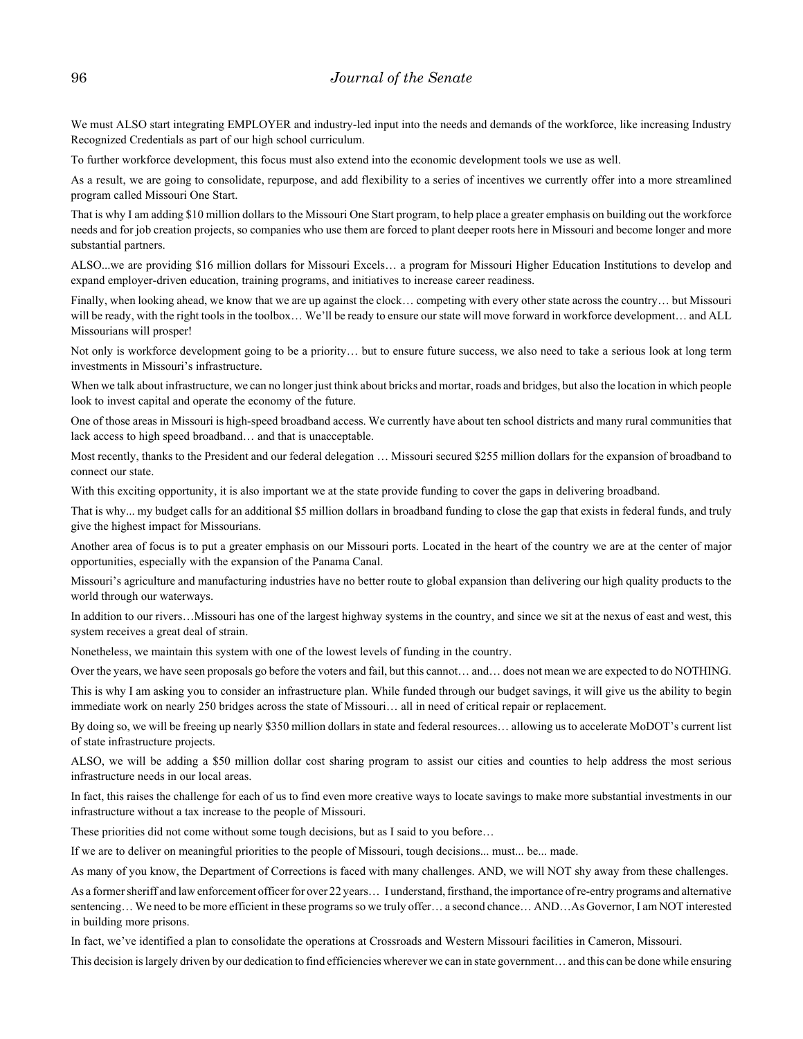We must ALSO start integrating EMPLOYER and industry-led input into the needs and demands of the workforce, like increasing Industry Recognized Credentials as part of our high school curriculum.

To further workforce development, this focus must also extend into the economic development tools we use as well.

As a result, we are going to consolidate, repurpose, and add flexibility to a series of incentives we currently offer into a more streamlined program called Missouri One Start.

That is why I am adding $10 million dollars to the Missouri One Start program, to help place a greater emphasis on building out the workforce needs and for job creation projects, so companies who use them are forced to plant deeper roots here in Missouri and become longer and more substantial partners.

ALSO...we are providing $16 million dollars for Missouri Excels… a program for Missouri Higher Education Institutions to develop and expand employer-driven education, training programs, and initiatives to increase career readiness.

Finally, when looking ahead, we know that we are up against the clock… competing with every other state across the country… but Missouri will be ready, with the right tools in the toolbox… We'll be ready to ensure our state will move forward in workforce development… and ALL Missourians will prosper!

Not only is workforce development going to be a priority… but to ensure future success, we also need to take a serious look at long term investments in Missouri's infrastructure.

When we talk about infrastructure, we can no longer just think about bricks and mortar, roads and bridges, but also the location in which people look to invest capital and operate the economy of the future.

One of those areas in Missouri is high-speed broadband access. We currently have about ten school districts and many rural communities that lack access to high speed broadband… and that is unacceptable.

Most recently, thanks to the President and our federal delegation … Missouri secured $255 million dollars for the expansion of broadband to connect our state.

With this exciting opportunity, it is also important we at the state provide funding to cover the gaps in delivering broadband.

That is why... my budget calls for an additional $5 million dollars in broadband funding to close the gap that exists in federal funds, and truly give the highest impact for Missourians.

Another area of focus is to put a greater emphasis on our Missouri ports. Located in the heart of the country we are at the center of major opportunities, especially with the expansion of the Panama Canal.

Missouri's agriculture and manufacturing industries have no better route to global expansion than delivering our high quality products to the world through our waterways.

In addition to our rivers…Missouri has one of the largest highway systems in the country, and since we sit at the nexus of east and west, this system receives a great deal of strain.

Nonetheless, we maintain this system with one of the lowest levels of funding in the country.

Over the years, we have seen proposals go before the voters and fail, but this cannot… and… does not mean we are expected to do NOTHING.

This is why I am asking you to consider an infrastructure plan. While funded through our budget savings, it will give us the ability to begin immediate work on nearly 250 bridges across the state of Missouri… all in need of critical repair or replacement.

By doing so, we will be freeing up nearly $350 million dollars in state and federal resources… allowing us to accelerate MoDOT's current list of state infrastructure projects.

ALSO, we will be adding a $50 million dollar cost sharing program to assist our cities and counties to help address the most serious infrastructure needs in our local areas.

In fact, this raises the challenge for each of us to find even more creative ways to locate savings to make more substantial investments in our infrastructure without a tax increase to the people of Missouri.

These priorities did not come without some tough decisions, but as I said to you before…

If we are to deliver on meaningful priorities to the people of Missouri, tough decisions... must... be... made.

As many of you know, the Department of Corrections is faced with many challenges. AND, we will NOT shy away from these challenges.

As a former sheriff and law enforcement officer for over 22 years… I understand, firsthand, the importance of re-entry programs and alternative sentencing… We need to be more efficient in these programs so we truly offer… a second chance… AND…As Governor, I am NOT interested in building more prisons.

In fact, we've identified a plan to consolidate the operations at Crossroads and Western Missouri facilities in Cameron, Missouri.

This decision is largely driven by our dedication to find efficiencies wherever we can in state government… and this can be done while ensuring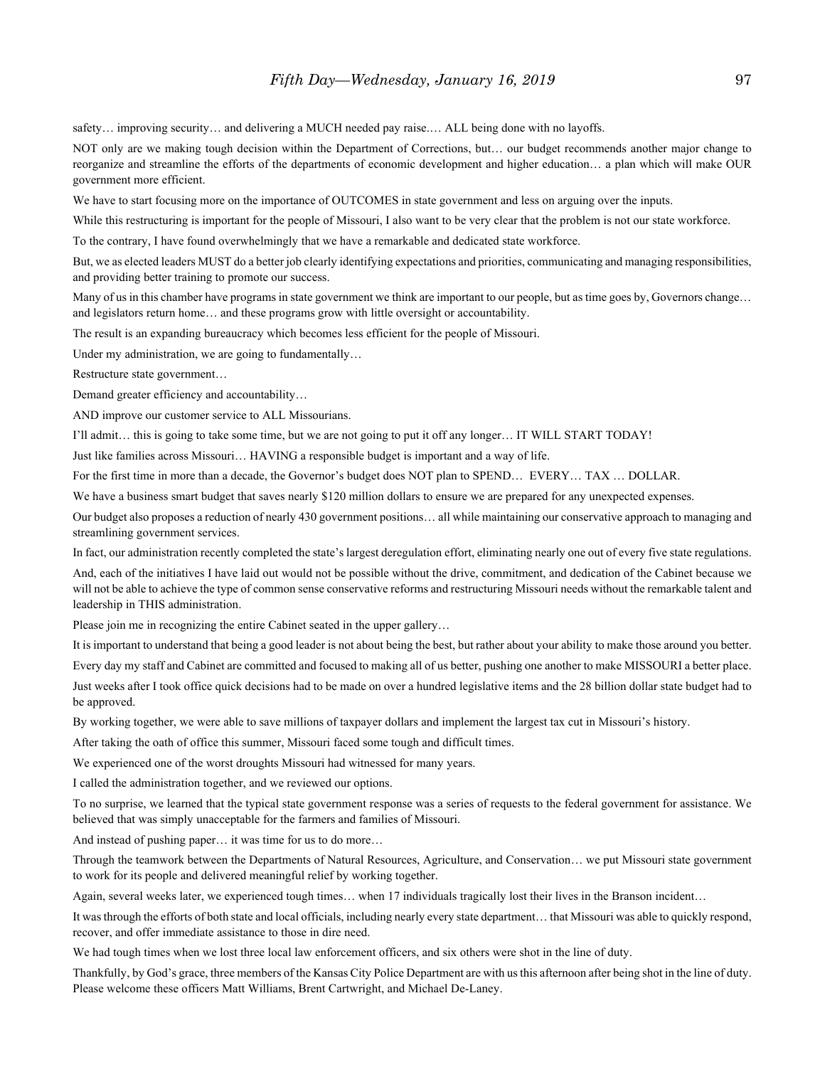safety… improving security… and delivering a MUCH needed pay raise.… ALL being done with no layoffs.

NOT only are we making tough decision within the Department of Corrections, but… our budget recommends another major change to reorganize and streamline the efforts of the departments of economic development and higher education… a plan which will make OUR government more efficient.

We have to start focusing more on the importance of OUTCOMES in state government and less on arguing over the inputs.

While this restructuring is important for the people of Missouri, I also want to be very clear that the problem is not our state workforce.

To the contrary, I have found overwhelmingly that we have a remarkable and dedicated state workforce.

But, we as elected leaders MUST do a better job clearly identifying expectations and priorities, communicating and managing responsibilities, and providing better training to promote our success.

Many of us in this chamber have programs in state government we think are important to our people, but as time goes by, Governors change… and legislators return home… and these programs grow with little oversight or accountability.

The result is an expanding bureaucracy which becomes less efficient for the people of Missouri.

Under my administration, we are going to fundamentally…

Restructure state government…

Demand greater efficiency and accountability…

AND improve our customer service to ALL Missourians.

I'll admit… this is going to take some time, but we are not going to put it off any longer… IT WILL START TODAY!

Just like families across Missouri… HAVING a responsible budget is important and a way of life.

For the first time in more than a decade, the Governor's budget does NOT plan to SPEND… EVERY… TAX … DOLLAR.

We have a business smart budget that saves nearly $120 million dollars to ensure we are prepared for any unexpected expenses.

Our budget also proposes a reduction of nearly 430 government positions… all while maintaining our conservative approach to managing and streamlining government services.

In fact, our administration recently completed the state's largest deregulation effort, eliminating nearly one out of every five state regulations.

And, each of the initiatives I have laid out would not be possible without the drive, commitment, and dedication of the Cabinet because we will not be able to achieve the type of common sense conservative reforms and restructuring Missouri needs without the remarkable talent and leadership in THIS administration.

Please join me in recognizing the entire Cabinet seated in the upper gallery…

It is important to understand that being a good leader is not about being the best, but rather about your ability to make those around you better.

Every day my staff and Cabinet are committed and focused to making all of us better, pushing one another to make MISSOURI a better place.

Just weeks after I took office quick decisions had to be made on over a hundred legislative items and the 28 billion dollar state budget had to be approved.

By working together, we were able to save millions of taxpayer dollars and implement the largest tax cut in Missouri's history.

After taking the oath of office this summer, Missouri faced some tough and difficult times.

We experienced one of the worst droughts Missouri had witnessed for many years.

I called the administration together, and we reviewed our options.

To no surprise, we learned that the typical state government response was a series of requests to the federal government for assistance. We believed that was simply unacceptable for the farmers and families of Missouri.

And instead of pushing paper… it was time for us to do more…

Through the teamwork between the Departments of Natural Resources, Agriculture, and Conservation… we put Missouri state government to work for its people and delivered meaningful relief by working together.

Again, several weeks later, we experienced tough times… when 17 individuals tragically lost their lives in the Branson incident…

It was through the efforts of both state and local officials, including nearly every state department… that Missouri was able to quickly respond, recover, and offer immediate assistance to those in dire need.

We had tough times when we lost three local law enforcement officers, and six others were shot in the line of duty.

Thankfully, by God's grace, three members of the Kansas City Police Department are with us this afternoon after being shot in the line of duty. Please welcome these officers Matt Williams, Brent Cartwright, and Michael De-Laney.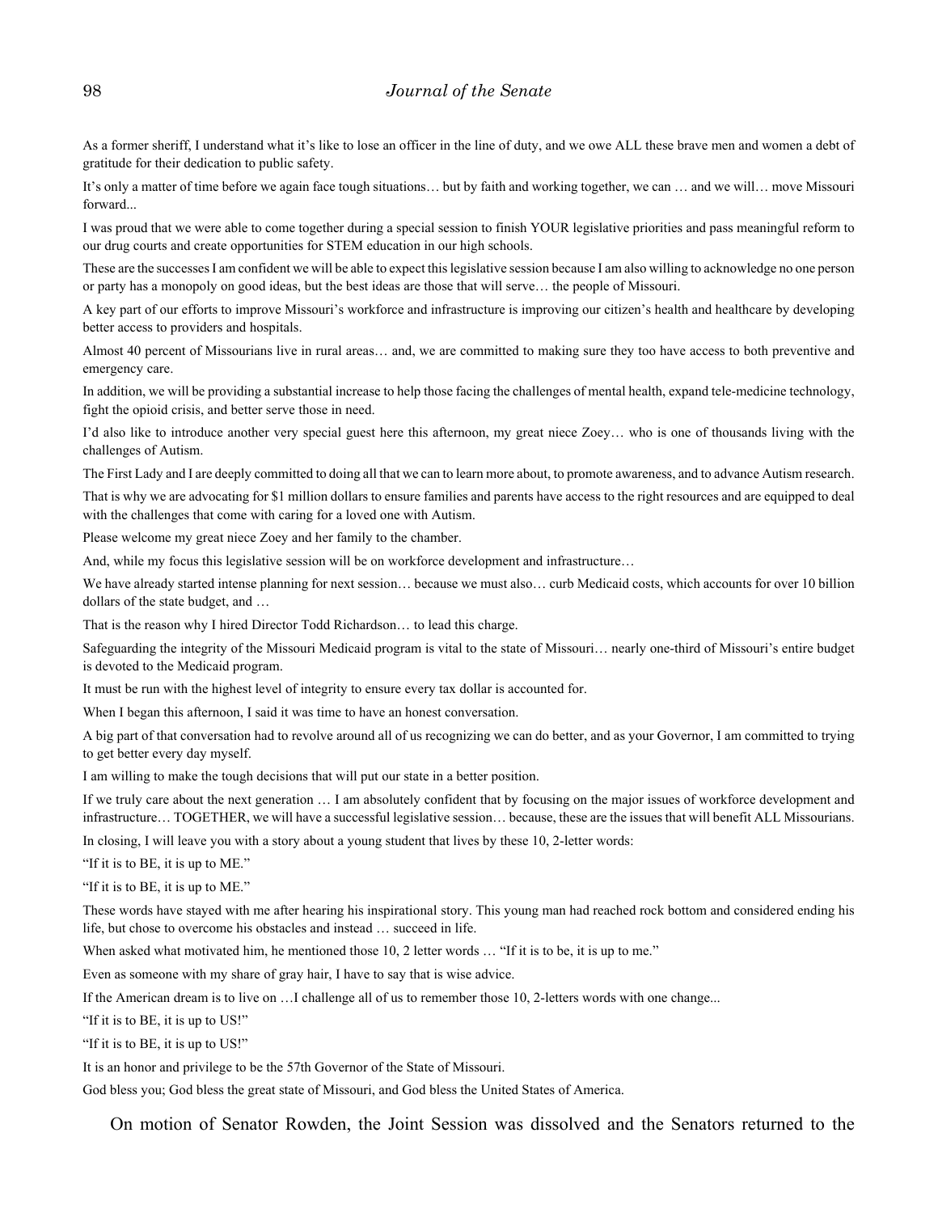As a former sheriff, I understand what it's like to lose an officer in the line of duty, and we owe ALL these brave men and women a debt of gratitude for their dedication to public safety.

It's only a matter of time before we again face tough situations… but by faith and working together, we can … and we will… move Missouri forward...

I was proud that we were able to come together during a special session to finish YOUR legislative priorities and pass meaningful reform to our drug courts and create opportunities for STEM education in our high schools.

These are the successes I am confident we will be able to expect this legislative session because I am also willing to acknowledge no one person or party has a monopoly on good ideas, but the best ideas are those that will serve… the people of Missouri.

A key part of our efforts to improve Missouri's workforce and infrastructure is improving our citizen's health and healthcare by developing better access to providers and hospitals.

Almost 40 percent of Missourians live in rural areas… and, we are committed to making sure they too have access to both preventive and emergency care.

In addition, we will be providing a substantial increase to help those facing the challenges of mental health, expand tele-medicine technology, fight the opioid crisis, and better serve those in need.

I'd also like to introduce another very special guest here this afternoon, my great niece Zoey… who is one of thousands living with the challenges of Autism.

The First Lady and I are deeply committed to doing all that we can to learn more about, to promote awareness, and to advance Autism research.

That is why we are advocating for $1 million dollars to ensure families and parents have access to the right resources and are equipped to deal with the challenges that come with caring for a loved one with Autism.

Please welcome my great niece Zoey and her family to the chamber.

And, while my focus this legislative session will be on workforce development and infrastructure…

We have already started intense planning for next session… because we must also… curb Medicaid costs, which accounts for over 10 billion dollars of the state budget, and …

That is the reason why I hired Director Todd Richardson… to lead this charge.

Safeguarding the integrity of the Missouri Medicaid program is vital to the state of Missouri… nearly one-third of Missouri's entire budget is devoted to the Medicaid program.

It must be run with the highest level of integrity to ensure every tax dollar is accounted for.

When I began this afternoon, I said it was time to have an honest conversation.

A big part of that conversation had to revolve around all of us recognizing we can do better, and as your Governor, I am committed to trying to get better every day myself.

I am willing to make the tough decisions that will put our state in a better position.

If we truly care about the next generation … I am absolutely confident that by focusing on the major issues of workforce development and infrastructure… TOGETHER, we will have a successful legislative session… because, these are the issues that will benefit ALL Missourians.

In closing, I will leave you with a story about a young student that lives by these 10, 2-letter words:

"If it is to BE, it is up to ME."

"If it is to BE, it is up to ME."

These words have stayed with me after hearing his inspirational story. This young man had reached rock bottom and considered ending his life, but chose to overcome his obstacles and instead … succeed in life.

When asked what motivated him, he mentioned those 10, 2 letter words … "If it is to be, it is up to me."

Even as someone with my share of gray hair, I have to say that is wise advice.

If the American dream is to live on …I challenge all of us to remember those 10, 2-letters words with one change...

"If it is to BE, it is up to US!"

"If it is to BE, it is up to US!"

It is an honor and privilege to be the 57th Governor of the State of Missouri.

God bless you; God bless the great state of Missouri, and God bless the United States of America.

On motion of Senator Rowden, the Joint Session was dissolved and the Senators returned to the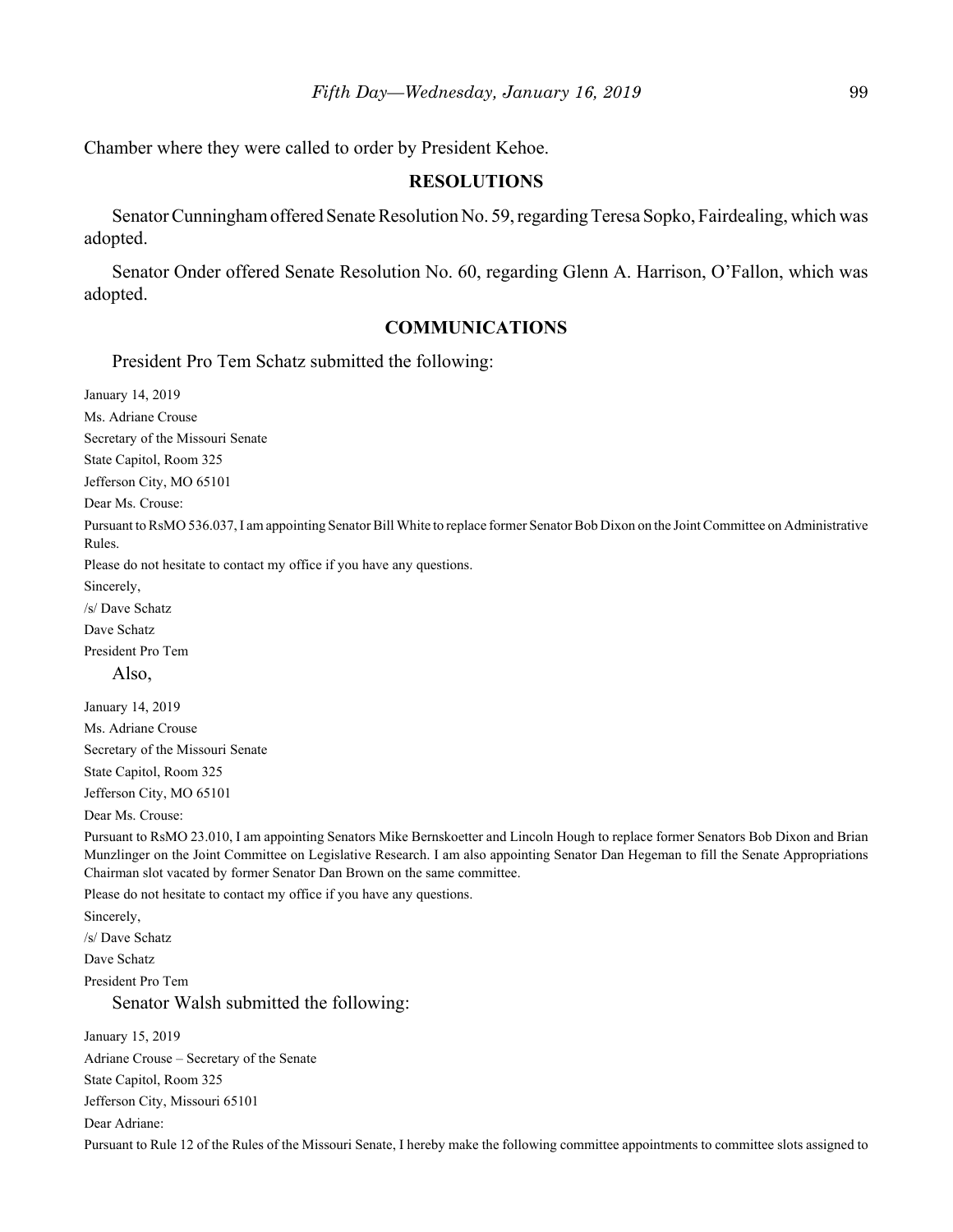Chamber where they were called to order by President Kehoe.

## RESOLUTIONS

Senator Cunningham offered Senate Resolution No. 59, regarding Teresa Sopko, Fairdealing, which was adopted.

Senator Onder offered Senate Resolution No. 60, regarding Glenn A. Harrison, O'Fallon, which was adopted.

## COMMUNICATIONS

President Pro Tem Schatz submitted the following:

January 14, 2019

Ms. Adriane Crouse

Secretary of the Missouri Senate

State Capitol, Room 325

Jefferson City, MO 65101

Dear Ms. Crouse:

Pursuant to RsMO 536.037, I am appointing Senator Bill White to replace former Senator Bob Dixon on the Joint Committee on Administrative Rules.

Please do not hesitate to contact my office if you have any questions.

Sincerely,

/s/ Dave Schatz

Dave Schatz

President Pro Tem

Also,

January 14, 2019

Ms. Adriane Crouse

Secretary of the Missouri Senate

State Capitol, Room 325

Jefferson City, MO 65101

Dear Ms. Crouse:

Pursuant to RsMO 23.010, I am appointing Senators Mike Bernskoetter and Lincoln Hough to replace former Senators Bob Dixon and Brian Munzlinger on the Joint Committee on Legislative Research. I am also appointing Senator Dan Hegeman to fill the Senate Appropriations Chairman slot vacated by former Senator Dan Brown on the same committee.

Please do not hesitate to contact my office if you have any questions.

Sincerely,

/s/ Dave Schatz

Dave Schatz

President Pro Tem

Senator Walsh submitted the following:

January 15, 2019

Adriane Crouse – Secretary of the Senate

State Capitol, Room 325

Jefferson City, Missouri 65101

Dear Adriane:

Pursuant to Rule 12 of the Rules of the Missouri Senate, I hereby make the following committee appointments to committee slots assigned to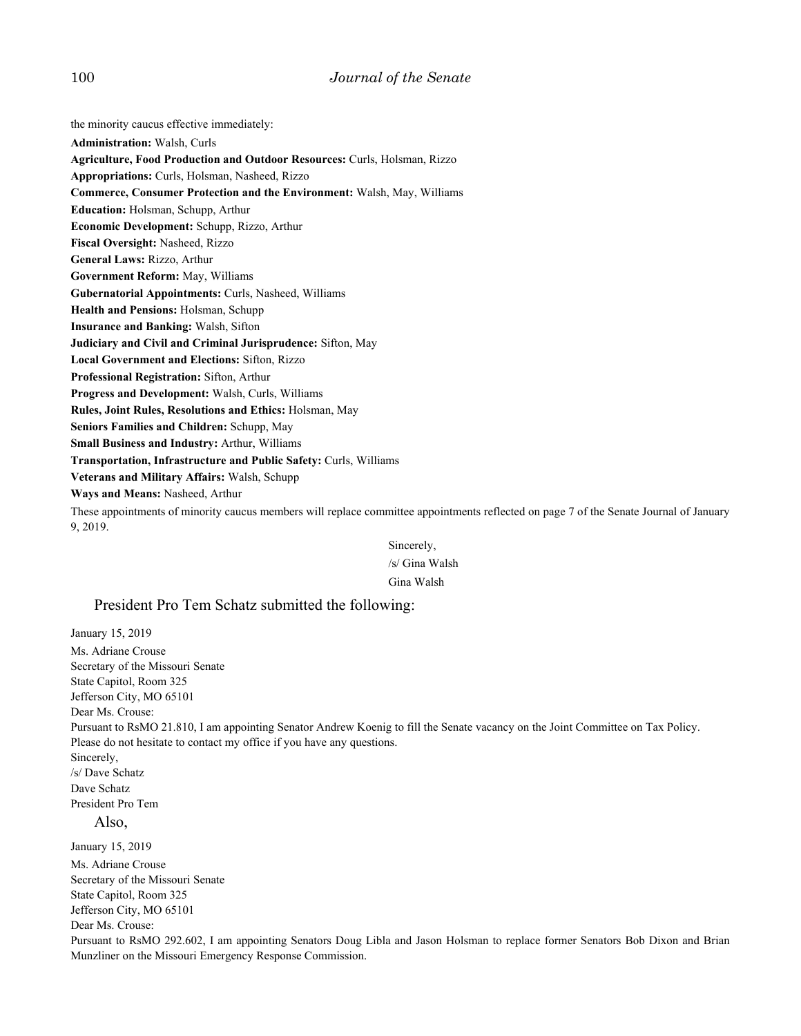the minority caucus effective immediately:

**Administration:** Walsh, Curls

**Agriculture, Food Production and Outdoor Resources:** Curls, Holsman, Rizzo

**Appropriations:** Curls, Holsman, Nasheed, Rizzo

**Commerce, Consumer Protection and the Environment:** Walsh, May, Williams

**Education:** Holsman, Schupp, Arthur

**Economic Development:** Schupp, Rizzo, Arthur

**Fiscal Oversight:** Nasheed, Rizzo

**General Laws:** Rizzo, Arthur

**Government Reform:** May, Williams

**Gubernatorial Appointments:** Curls, Nasheed, Williams

**Health and Pensions:** Holsman, Schupp

**Insurance and Banking:** Walsh, Sifton

**Judiciary and Civil and Criminal Jurisprudence:** Sifton, May

**Local Government and Elections:** Sifton, Rizzo

**Professional Registration:** Sifton, Arthur

**Progress and Development:** Walsh, Curls, Williams

**Rules, Joint Rules, Resolutions and Ethics:** Holsman, May

**Seniors Families and Children:** Schupp, May

**Small Business and Industry:** Arthur, Williams

**Transportation, Infrastructure and Public Safety:** Curls, Williams

**Veterans and Military Affairs:** Walsh, Schupp

**Ways and Means:** Nasheed, Arthur

These appointments of minority caucus members will replace committee appointments reflected on page 7 of the Senate Journal of January 9, 2019.

Sincerely,
/s/ Gina Walsh
Gina Walsh

President Pro Tem Schatz submitted the following:

January 15, 2019

Ms. Adriane Crouse
Secretary of the Missouri Senate
State Capitol, Room 325
Jefferson City, MO 65101

Dear Ms. Crouse:

Pursuant to RsMO 21.810, I am appointing Senator Andrew Koenig to fill the Senate vacancy on the Joint Committee on Tax Policy.

Please do not hesitate to contact my office if you have any questions.

Sincerely,
/s/ Dave Schatz
Dave Schatz
President Pro Tem

Also,

January 15, 2019

Ms. Adriane Crouse
Secretary of the Missouri Senate
State Capitol, Room 325
Jefferson City, MO 65101

Dear Ms. Crouse:

Pursuant to RsMO 292.602, I am appointing Senators Doug Libla and Jason Holsman to replace former Senators Bob Dixon and Brian Munzliner on the Missouri Emergency Response Commission.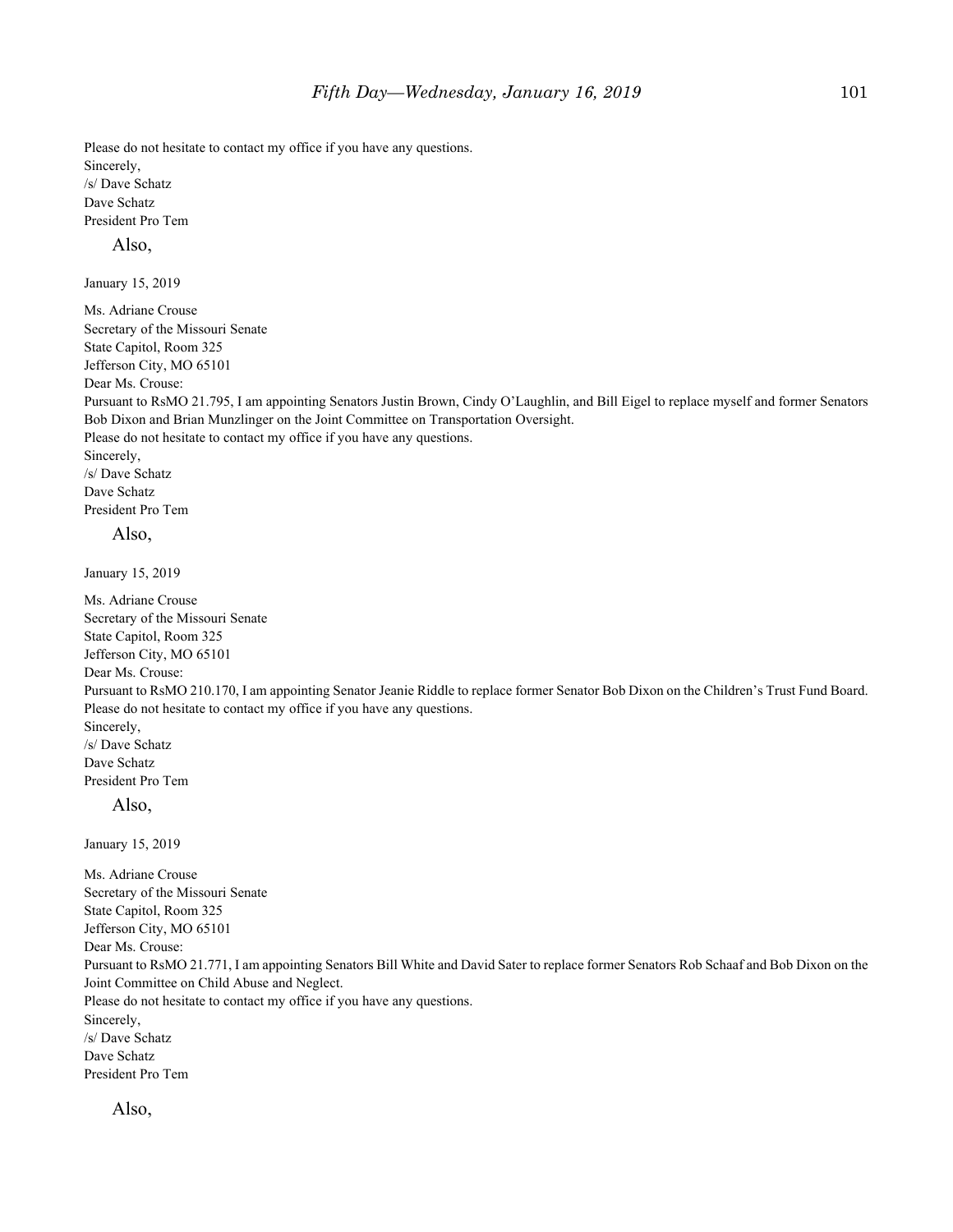Please do not hesitate to contact my office if you have any questions.
Sincerely,
/s/ Dave Schatz
Dave Schatz
President Pro Tem

Also,

January 15, 2019

Ms. Adriane Crouse
Secretary of the Missouri Senate
State Capitol, Room 325
Jefferson City, MO 65101
Dear Ms. Crouse:
Pursuant to RsMO 21.795, I am appointing Senators Justin Brown, Cindy O'Laughlin, and Bill Eigel to replace myself and former Senators Bob Dixon and Brian Munzlinger on the Joint Committee on Transportation Oversight.
Please do not hesitate to contact my office if you have any questions.
Sincerely,
/s/ Dave Schatz
Dave Schatz
President Pro Tem

Also,

January 15, 2019

Ms. Adriane Crouse
Secretary of the Missouri Senate
State Capitol, Room 325
Jefferson City, MO 65101
Dear Ms. Crouse:
Pursuant to RsMO 210.170, I am appointing Senator Jeanie Riddle to replace former Senator Bob Dixon on the Children's Trust Fund Board.
Please do not hesitate to contact my office if you have any questions.
Sincerely,
/s/ Dave Schatz
Dave Schatz
President Pro Tem

Also,

January 15, 2019

Ms. Adriane Crouse
Secretary of the Missouri Senate
State Capitol, Room 325
Jefferson City, MO 65101
Dear Ms. Crouse:
Pursuant to RsMO 21.771, I am appointing Senators Bill White and David Sater to replace former Senators Rob Schaaf and Bob Dixon on the Joint Committee on Child Abuse and Neglect.
Please do not hesitate to contact my office if you have any questions.
Sincerely,
/s/ Dave Schatz
Dave Schatz
President Pro Tem

Also,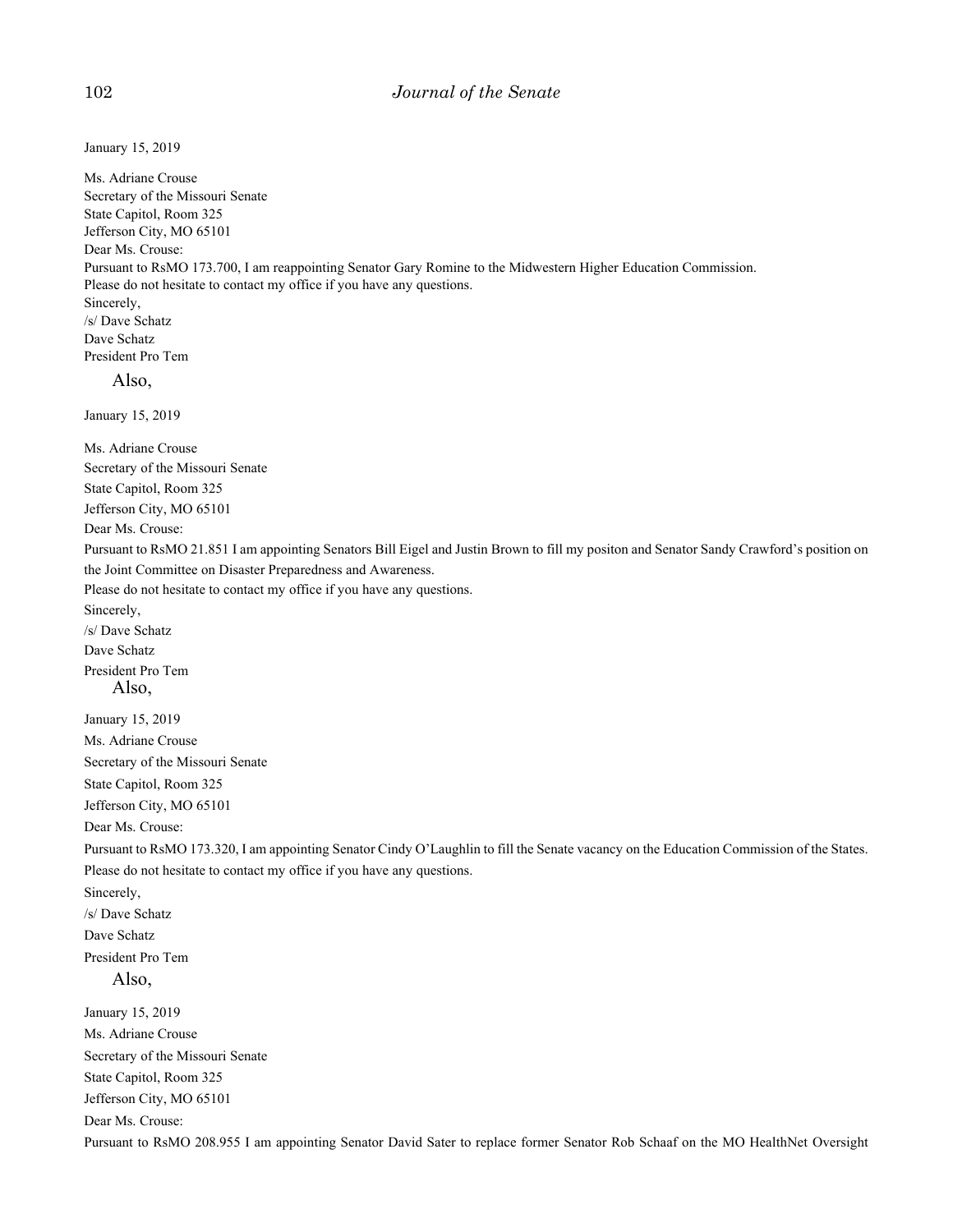January 15, 2019

Ms. Adriane Crouse
Secretary of the Missouri Senate
State Capitol, Room 325
Jefferson City, MO 65101
Dear Ms. Crouse:
Pursuant to RsMO 173.700, I am reappointing Senator Gary Romine to the Midwestern Higher Education Commission.
Please do not hesitate to contact my office if you have any questions.
Sincerely,
/s/ Dave Schatz
Dave Schatz
President Pro Tem

Also,

January 15, 2019

Ms. Adriane Crouse
Secretary of the Missouri Senate
State Capitol, Room 325
Jefferson City, MO 65101
Dear Ms. Crouse:
Pursuant to RsMO 21.851 I am appointing Senators Bill Eigel and Justin Brown to fill my positon and Senator Sandy Crawford's position on the Joint Committee on Disaster Preparedness and Awareness.
Please do not hesitate to contact my office if you have any questions.
Sincerely,
/s/ Dave Schatz
Dave Schatz
President Pro Tem

Also,

January 15, 2019
Ms. Adriane Crouse
Secretary of the Missouri Senate
State Capitol, Room 325
Jefferson City, MO 65101
Dear Ms. Crouse:
Pursuant to RsMO 173.320, I am appointing Senator Cindy O'Laughlin to fill the Senate vacancy on the Education Commission of the States.
Please do not hesitate to contact my office if you have any questions.
Sincerely,
/s/ Dave Schatz
Dave Schatz
President Pro Tem

Also,

January 15, 2019
Ms. Adriane Crouse
Secretary of the Missouri Senate
State Capitol, Room 325
Jefferson City, MO 65101
Dear Ms. Crouse:
Pursuant to RsMO 208.955 I am appointing Senator David Sater to replace former Senator Rob Schaaf on the MO HealthNet Oversight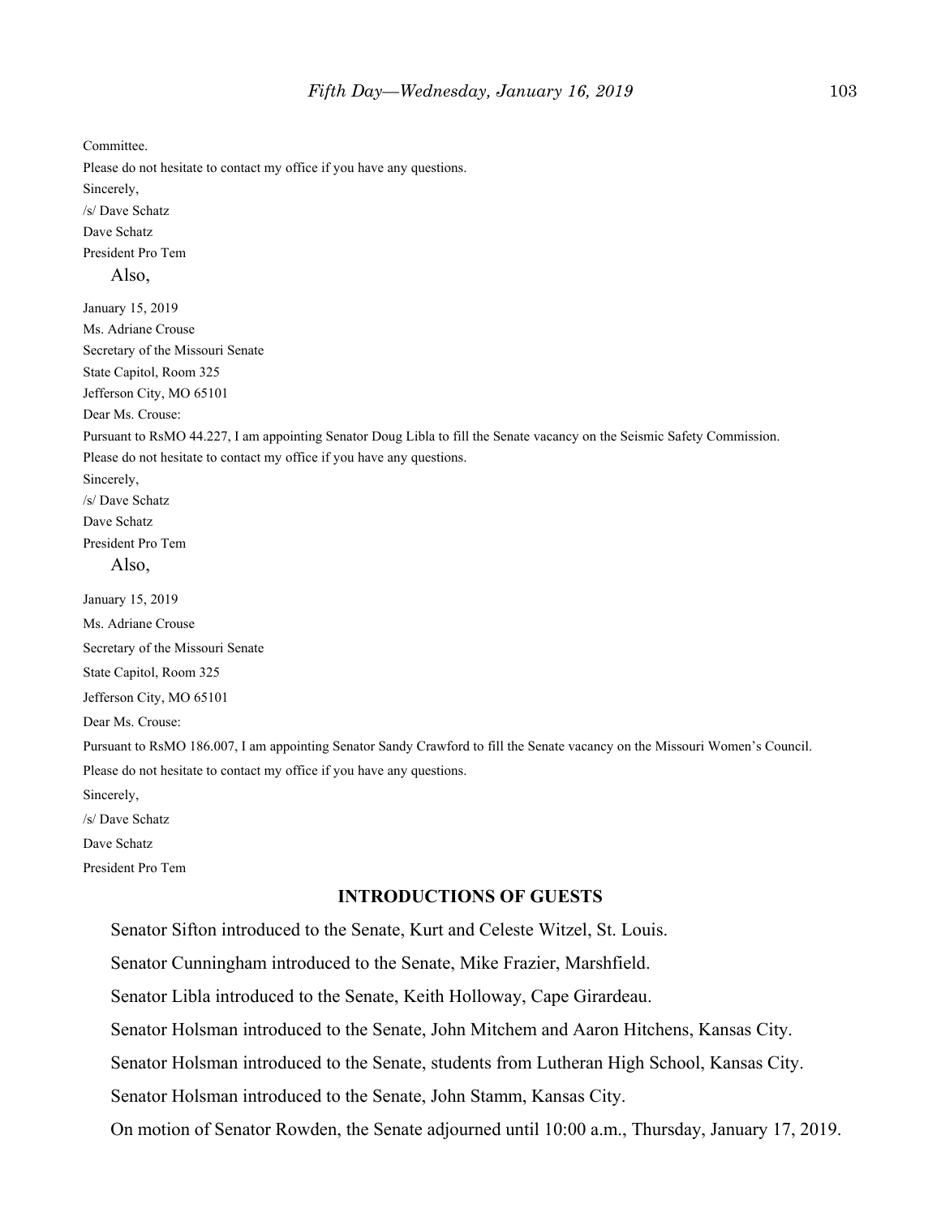Committee.

Please do not hesitate to contact my office if you have any questions.

Sincerely,

/s/ Dave Schatz

Dave Schatz

President Pro Tem

Also,

January 15, 2019

Ms. Adriane Crouse

Secretary of the Missouri Senate

State Capitol, Room 325

Jefferson City, MO 65101

Dear Ms. Crouse:

Pursuant to RsMO 44.227, I am appointing Senator Doug Libla to fill the Senate vacancy on the Seismic Safety Commission.

Please do not hesitate to contact my office if you have any questions.

Sincerely,

/s/ Dave Schatz

Dave Schatz

President Pro Tem

Also,

January 15, 2019

Ms. Adriane Crouse

Secretary of the Missouri Senate

State Capitol, Room 325

Jefferson City, MO 65101

Dear Ms. Crouse:

Pursuant to RsMO 186.007, I am appointing Senator Sandy Crawford to fill the Senate vacancy on the Missouri Women's Council.

Please do not hesitate to contact my office if you have any questions.

Sincerely,

/s/ Dave Schatz

Dave Schatz

President Pro Tem

## INTRODUCTIONS OF GUESTS

Senator Sifton introduced to the Senate, Kurt and Celeste Witzel, St. Louis.

Senator Cunningham introduced to the Senate, Mike Frazier, Marshfield.

Senator Libla introduced to the Senate, Keith Holloway, Cape Girardeau.

Senator Holsman introduced to the Senate, John Mitchem and Aaron Hitchens, Kansas City.

Senator Holsman introduced to the Senate, students from Lutheran High School, Kansas City.

Senator Holsman introduced to the Senate, John Stamm, Kansas City.

On motion of Senator Rowden, the Senate adjourned until 10:00 a.m., Thursday, January 17, 2019.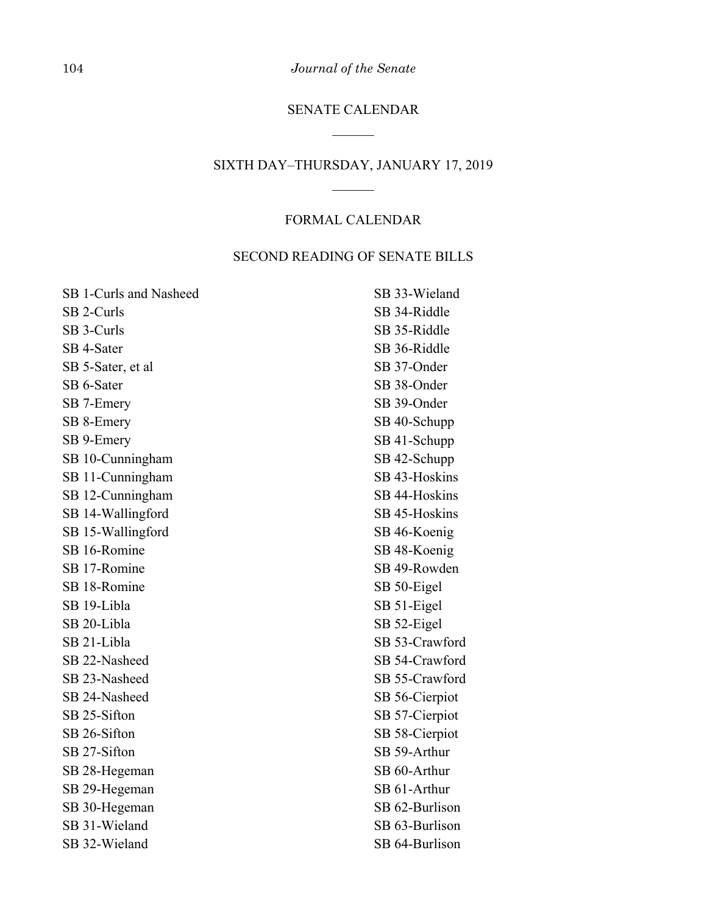## SENATE CALENDAR

______

## SIXTH DAY–THURSDAY, JANUARY 17, 2019

______

### FORMAL CALENDAR

### SECOND READING OF SENATE BILLS

SB 1-Curls and Nasheed
SB 2-Curls
SB 3-Curls
SB 4-Sater
SB 5-Sater, et al
SB 6-Sater
SB 7-Emery
SB 8-Emery
SB 9-Emery
SB 10-Cunningham
SB 11-Cunningham
SB 12-Cunningham
SB 14-Wallingford
SB 15-Wallingford
SB 16-Romine
SB 17-Romine
SB 18-Romine
SB 19-Libla
SB 20-Libla
SB 21-Libla
SB 22-Nasheed
SB 23-Nasheed
SB 24-Nasheed
SB 25-Sifton
SB 26-Sifton
SB 27-Sifton
SB 28-Hegeman
SB 29-Hegeman
SB 30-Hegeman
SB 31-Wieland
SB 32-Wieland
SB 33-Wieland
SB 34-Riddle
SB 35-Riddle
SB 36-Riddle
SB 37-Onder
SB 38-Onder
SB 39-Onder
SB 40-Schupp
SB 41-Schupp
SB 42-Schupp
SB 43-Hoskins
SB 44-Hoskins
SB 45-Hoskins
SB 46-Koenig
SB 48-Koenig
SB 49-Rowden
SB 50-Eigel
SB 51-Eigel
SB 52-Eigel
SB 53-Crawford
SB 54-Crawford
SB 55-Crawford
SB 56-Cierpiot
SB 57-Cierpiot
SB 58-Cierpiot
SB 59-Arthur
SB 60-Arthur
SB 61-Arthur
SB 62-Burlison
SB 63-Burlison
SB 64-Burlison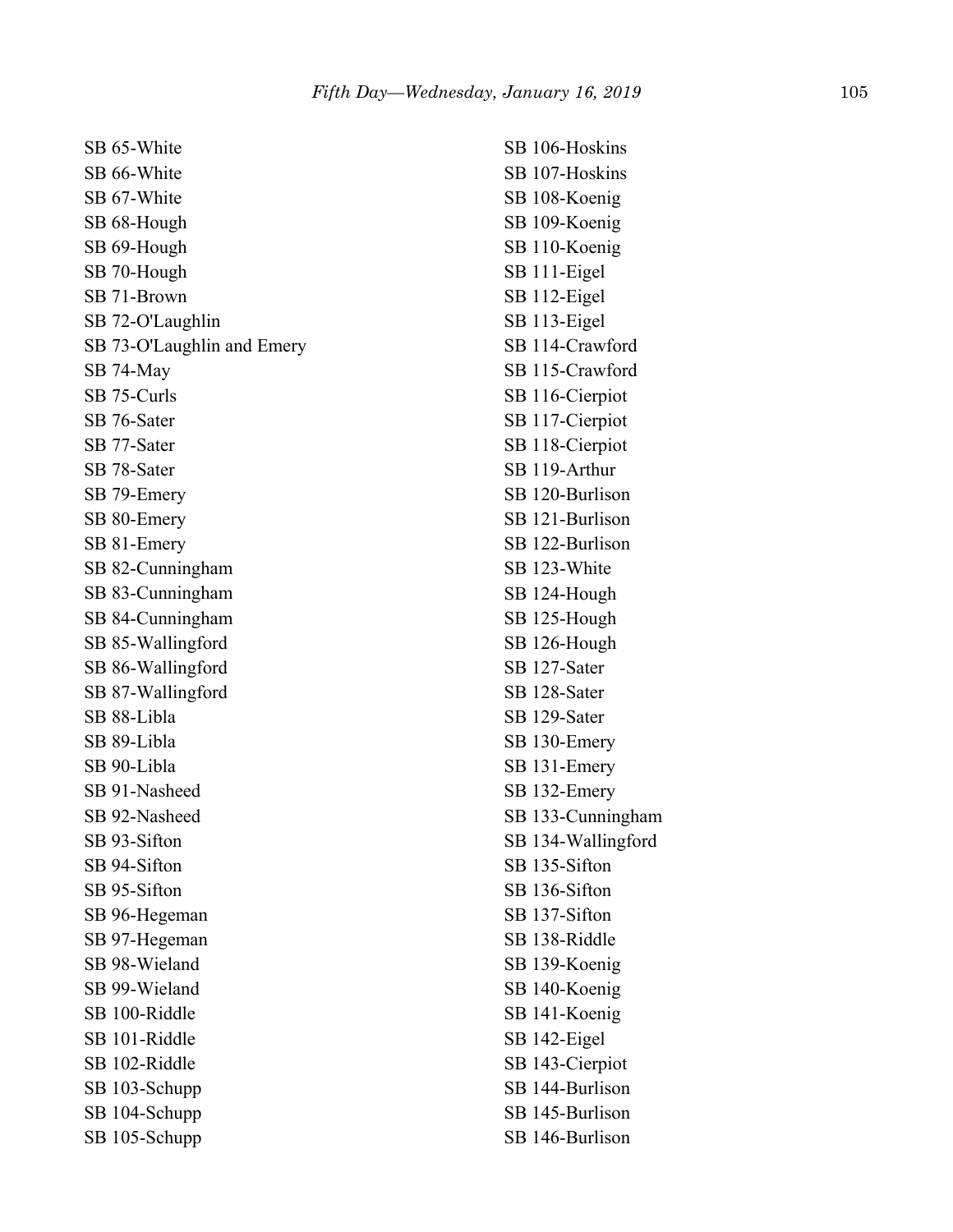SB 65-White
SB 66-White
SB 67-White
SB 68-Hough
SB 69-Hough
SB 70-Hough
SB 71-Brown
SB 72-O'Laughlin
SB 73-O'Laughlin and Emery
SB 74-May
SB 75-Curls
SB 76-Sater
SB 77-Sater
SB 78-Sater
SB 79-Emery
SB 80-Emery
SB 81-Emery
SB 82-Cunningham
SB 83-Cunningham
SB 84-Cunningham
SB 85-Wallingford
SB 86-Wallingford
SB 87-Wallingford
SB 88-Libla
SB 89-Libla
SB 90-Libla
SB 91-Nasheed
SB 92-Nasheed
SB 93-Sifton
SB 94-Sifton
SB 95-Sifton
SB 96-Hegeman
SB 97-Hegeman
SB 98-Wieland
SB 99-Wieland
SB 100-Riddle
SB 101-Riddle
SB 102-Riddle
SB 103-Schupp
SB 104-Schupp
SB 105-Schupp
SB 106-Hoskins
SB 107-Hoskins
SB 108-Koenig
SB 109-Koenig
SB 110-Koenig
SB 111-Eigel
SB 112-Eigel
SB 113-Eigel
SB 114-Crawford
SB 115-Crawford
SB 116-Cierpiot
SB 117-Cierpiot
SB 118-Cierpiot
SB 119-Arthur
SB 120-Burlison
SB 121-Burlison
SB 122-Burlison
SB 123-White
SB 124-Hough
SB 125-Hough
SB 126-Hough
SB 127-Sater
SB 128-Sater
SB 129-Sater
SB 130-Emery
SB 131-Emery
SB 132-Emery
SB 133-Cunningham
SB 134-Wallingford
SB 135-Sifton
SB 136-Sifton
SB 137-Sifton
SB 138-Riddle
SB 139-Koenig
SB 140-Koenig
SB 141-Koenig
SB 142-Eigel
SB 143-Cierpiot
SB 144-Burlison
SB 145-Burlison
SB 146-Burlison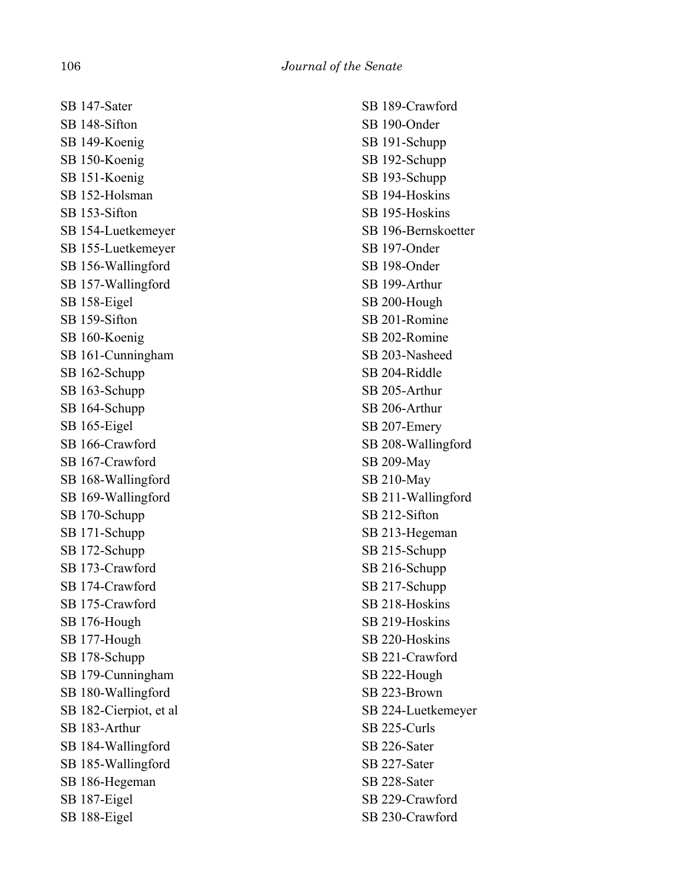SB 147-Sater
SB 148-Sifton
SB 149-Koenig
SB 150-Koenig
SB 151-Koenig
SB 152-Holsman
SB 153-Sifton
SB 154-Luetkemeyer
SB 155-Luetkemeyer
SB 156-Wallingford
SB 157-Wallingford
SB 158-Eigel
SB 159-Sifton
SB 160-Koenig
SB 161-Cunningham
SB 162-Schupp
SB 163-Schupp
SB 164-Schupp
SB 165-Eigel
SB 166-Crawford
SB 167-Crawford
SB 168-Wallingford
SB 169-Wallingford
SB 170-Schupp
SB 171-Schupp
SB 172-Schupp
SB 173-Crawford
SB 174-Crawford
SB 175-Crawford
SB 176-Hough
SB 177-Hough
SB 178-Schupp
SB 179-Cunningham
SB 180-Wallingford
SB 182-Cierpiot, et al
SB 183-Arthur
SB 184-Wallingford
SB 185-Wallingford
SB 186-Hegeman
SB 187-Eigel
SB 188-Eigel
SB 189-Crawford
SB 190-Onder
SB 191-Schupp
SB 192-Schupp
SB 193-Schupp
SB 194-Hoskins
SB 195-Hoskins
SB 196-Bernskoetter
SB 197-Onder
SB 198-Onder
SB 199-Arthur
SB 200-Hough
SB 201-Romine
SB 202-Romine
SB 203-Nasheed
SB 204-Riddle
SB 205-Arthur
SB 206-Arthur
SB 207-Emery
SB 208-Wallingford
SB 209-May
SB 210-May
SB 211-Wallingford
SB 212-Sifton
SB 213-Hegeman
SB 215-Schupp
SB 216-Schupp
SB 217-Schupp
SB 218-Hoskins
SB 219-Hoskins
SB 220-Hoskins
SB 221-Crawford
SB 222-Hough
SB 223-Brown
SB 224-Luetkemeyer
SB 225-Curls
SB 226-Sater
SB 227-Sater
SB 228-Sater
SB 229-Crawford
SB 230-Crawford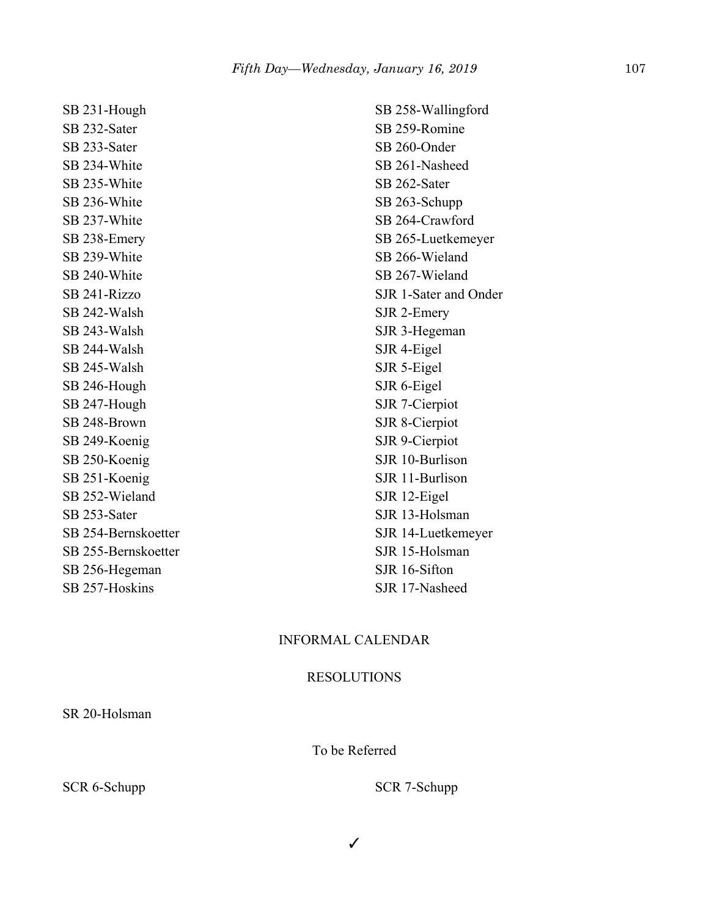SB 231-Hough
SB 232-Sater
SB 233-Sater
SB 234-White
SB 235-White
SB 236-White
SB 237-White
SB 238-Emery
SB 239-White
SB 240-White
SB 241-Rizzo
SB 242-Walsh
SB 243-Walsh
SB 244-Walsh
SB 245-Walsh
SB 246-Hough
SB 247-Hough
SB 248-Brown
SB 249-Koenig
SB 250-Koenig
SB 251-Koenig
SB 252-Wieland
SB 253-Sater
SB 254-Bernskoetter
SB 255-Bernskoetter
SB 256-Hegeman
SB 257-Hoskins
SB 258-Wallingford
SB 259-Romine
SB 260-Onder
SB 261-Nasheed
SB 262-Sater
SB 263-Schupp
SB 264-Crawford
SB 265-Luetkemeyer
SB 266-Wieland
SB 267-Wieland
SJR 1-Sater and Onder
SJR 2-Emery
SJR 3-Hegeman
SJR 4-Eigel
SJR 5-Eigel
SJR 6-Eigel
SJR 7-Cierpiot
SJR 8-Cierpiot
SJR 9-Cierpiot
SJR 10-Burlison
SJR 11-Burlison
SJR 12-Eigel
SJR 13-Holsman
SJR 14-Luetkemeyer
SJR 15-Holsman
SJR 16-Sifton
SJR 17-Nasheed

## INFORMAL CALENDAR

### RESOLUTIONS

SR 20-Holsman

To be Referred

SCR 6-Schupp
SCR 7-Schupp

✓